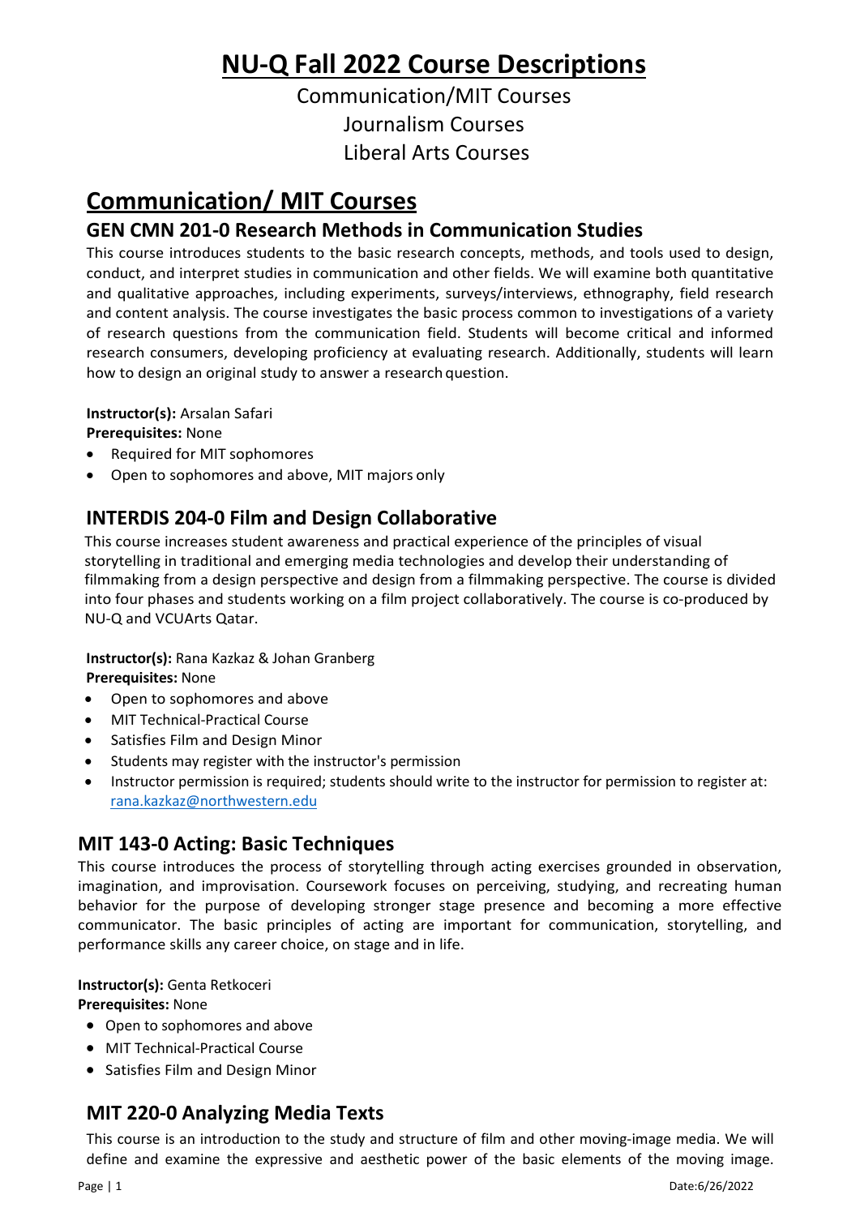# NU-Q Fall 2022 Course Descriptions

Communication/MIT Courses
Journalism Courses
Liberal Arts Courses

# Communication/ MIT Courses

## GEN CMN 201-0 Research Methods in Communication Studies

This course introduces students to the basic research concepts, methods, and tools used to design, conduct, and interpret studies in communication and other fields. We will examine both quantitative and qualitative approaches, including experiments, surveys/interviews, ethnography, field research and content analysis. The course investigates the basic process common to investigations of a variety of research questions from the communication field. Students will become critical and informed research consumers, developing proficiency at evaluating research. Additionally, students will learn how to design an original study to answer a research question.

**Instructor(s):** Arsalan Safari
**Prerequisites:** None

- Required for MIT sophomores
- Open to sophomores and above, MIT majors only

## INTERDIS 204-0 Film and Design Collaborative

This course increases student awareness and practical experience of the principles of visual storytelling in traditional and emerging media technologies and develop their understanding of filmmaking from a design perspective and design from a filmmaking perspective. The course is divided into four phases and students working on a film project collaboratively. The course is co-produced by NU-Q and VCUArts Qatar.

**Instructor(s):** Rana Kazkaz & Johan Granberg
**Prerequisites:** None

- Open to sophomores and above
- MIT Technical-Practical Course
- Satisfies Film and Design Minor
- Students may register with the instructor's permission
- Instructor permission is required; students should write to the instructor for permission to register at: rana.kazkaz@northwestern.edu

## MIT 143-0 Acting: Basic Techniques

This course introduces the process of storytelling through acting exercises grounded in observation, imagination, and improvisation. Coursework focuses on perceiving, studying, and recreating human behavior for the purpose of developing stronger stage presence and becoming a more effective communicator. The basic principles of acting are important for communication, storytelling, and performance skills any career choice, on stage and in life.

**Instructor(s):** Genta Retkoceri
**Prerequisites:** None

- Open to sophomores and above
- MIT Technical-Practical Course
- Satisfies Film and Design Minor

## MIT 220-0 Analyzing Media Texts

This course is an introduction to the study and structure of film and other moving-image media. We will define and examine the expressive and aesthetic power of the basic elements of the moving image.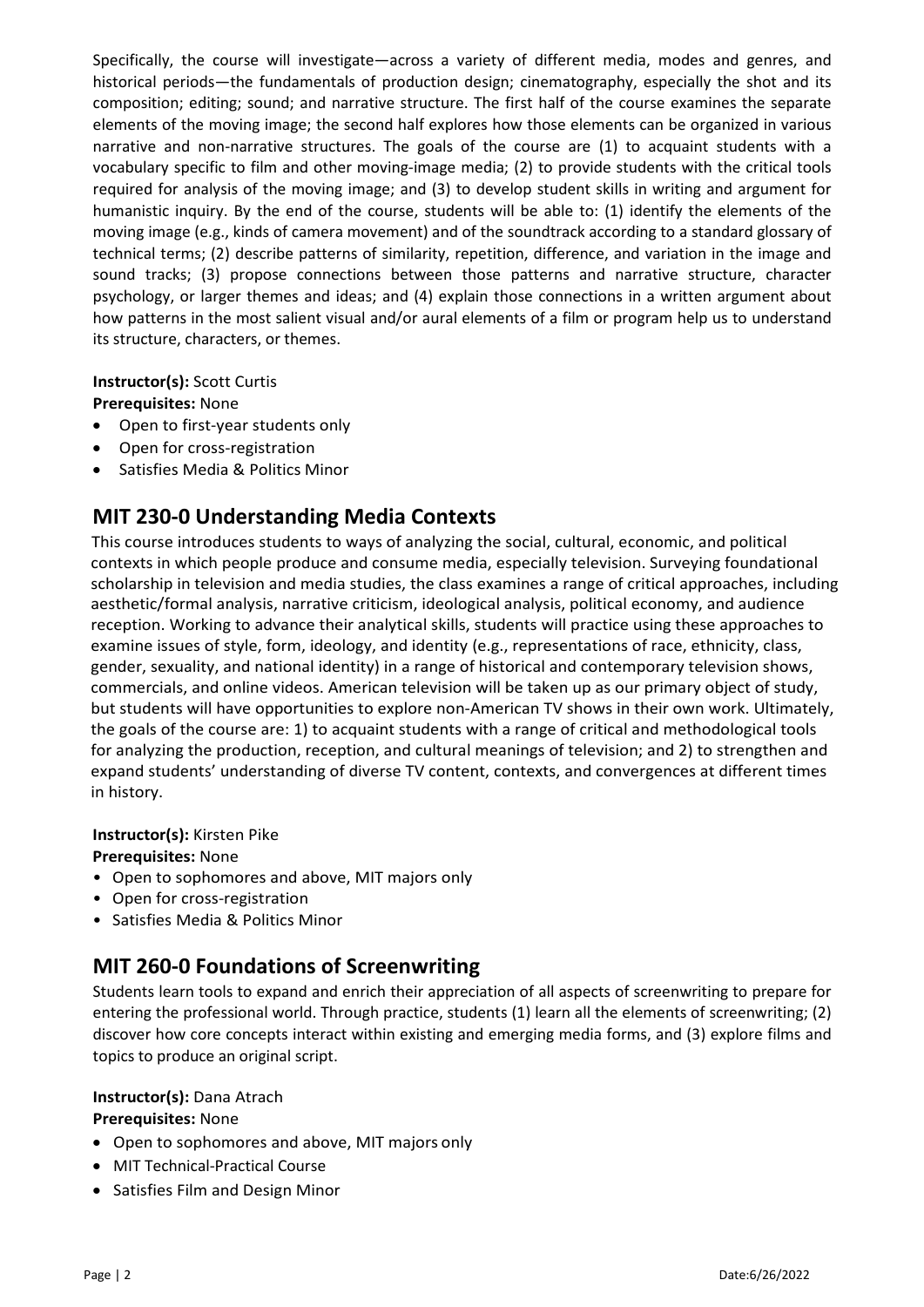Specifically, the course will investigate—across a variety of different media, modes and genres, and historical periods—the fundamentals of production design; cinematography, especially the shot and its composition; editing; sound; and narrative structure. The first half of the course examines the separate elements of the moving image; the second half explores how those elements can be organized in various narrative and non-narrative structures. The goals of the course are (1) to acquaint students with a vocabulary specific to film and other moving-image media; (2) to provide students with the critical tools required for analysis of the moving image; and (3) to develop student skills in writing and argument for humanistic inquiry. By the end of the course, students will be able to: (1) identify the elements of the moving image (e.g., kinds of camera movement) and of the soundtrack according to a standard glossary of technical terms; (2) describe patterns of similarity, repetition, difference, and variation in the image and sound tracks; (3) propose connections between those patterns and narrative structure, character psychology, or larger themes and ideas; and (4) explain those connections in a written argument about how patterns in the most salient visual and/or aural elements of a film or program help us to understand its structure, characters, or themes.

**Instructor(s):** Scott Curtis
**Prerequisites:** None

- Open to first-year students only
- Open for cross-registration
- Satisfies Media & Politics Minor

## MIT 230-0 Understanding Media Contexts

This course introduces students to ways of analyzing the social, cultural, economic, and political contexts in which people produce and consume media, especially television. Surveying foundational scholarship in television and media studies, the class examines a range of critical approaches, including aesthetic/formal analysis, narrative criticism, ideological analysis, political economy, and audience reception. Working to advance their analytical skills, students will practice using these approaches to examine issues of style, form, ideology, and identity (e.g., representations of race, ethnicity, class, gender, sexuality, and national identity) in a range of historical and contemporary television shows, commercials, and online videos. American television will be taken up as our primary object of study, but students will have opportunities to explore non-American TV shows in their own work. Ultimately, the goals of the course are: 1) to acquaint students with a range of critical and methodological tools for analyzing the production, reception, and cultural meanings of television; and 2) to strengthen and expand students' understanding of diverse TV content, contexts, and convergences at different times in history.

**Instructor(s):** Kirsten Pike
**Prerequisites:** None

- Open to sophomores and above, MIT majors only
- Open for cross-registration
- Satisfies Media & Politics Minor

## MIT 260-0 Foundations of Screenwriting

Students learn tools to expand and enrich their appreciation of all aspects of screenwriting to prepare for entering the professional world. Through practice, students (1) learn all the elements of screenwriting; (2) discover how core concepts interact within existing and emerging media forms, and (3) explore films and topics to produce an original script.

**Instructor(s):** Dana Atrach
**Prerequisites:** None

- Open to sophomores and above, MIT majors only
- MIT Technical-Practical Course
- Satisfies Film and Design Minor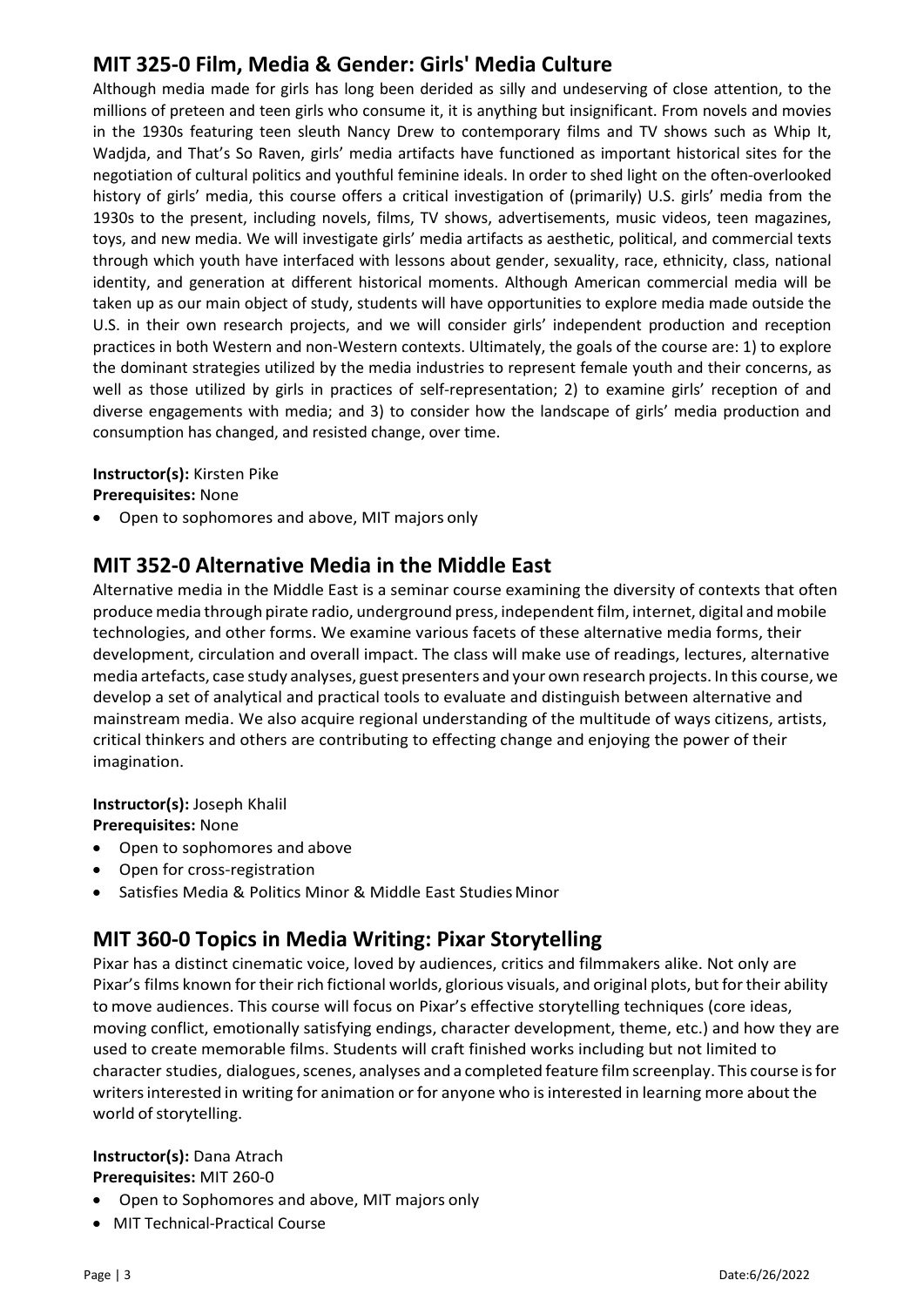## MIT 325-0 Film, Media & Gender: Girls' Media Culture

Although media made for girls has long been derided as silly and undeserving of close attention, to the millions of preteen and teen girls who consume it, it is anything but insignificant. From novels and movies in the 1930s featuring teen sleuth Nancy Drew to contemporary films and TV shows such as Whip It, Wadjda, and That's So Raven, girls' media artifacts have functioned as important historical sites for the negotiation of cultural politics and youthful feminine ideals. In order to shed light on the often-overlooked history of girls' media, this course offers a critical investigation of (primarily) U.S. girls' media from the 1930s to the present, including novels, films, TV shows, advertisements, music videos, teen magazines, toys, and new media. We will investigate girls' media artifacts as aesthetic, political, and commercial texts through which youth have interfaced with lessons about gender, sexuality, race, ethnicity, class, national identity, and generation at different historical moments. Although American commercial media will be taken up as our main object of study, students will have opportunities to explore media made outside the U.S. in their own research projects, and we will consider girls' independent production and reception practices in both Western and non-Western contexts. Ultimately, the goals of the course are: 1) to explore the dominant strategies utilized by the media industries to represent female youth and their concerns, as well as those utilized by girls in practices of self-representation; 2) to examine girls' reception of and diverse engagements with media; and 3) to consider how the landscape of girls' media production and consumption has changed, and resisted change, over time.

**Instructor(s):** Kirsten Pike
**Prerequisites:** None

- Open to sophomores and above, MIT majors only

## MIT 352-0 Alternative Media in the Middle East

Alternative media in the Middle East is a seminar course examining the diversity of contexts that often produce media through pirate radio, underground press, independent film, internet, digital and mobile technologies, and other forms. We examine various facets of these alternative media forms, their development, circulation and overall impact. The class will make use of readings, lectures, alternative media artefacts, case study analyses, guest presenters and your own research projects. In this course, we develop a set of analytical and practical tools to evaluate and distinguish between alternative and mainstream media. We also acquire regional understanding of the multitude of ways citizens, artists, critical thinkers and others are contributing to effecting change and enjoying the power of their imagination.

**Instructor(s):** Joseph Khalil
**Prerequisites:** None

- Open to sophomores and above
- Open for cross-registration
- Satisfies Media & Politics Minor & Middle East Studies Minor

## MIT 360-0 Topics in Media Writing: Pixar Storytelling

Pixar has a distinct cinematic voice, loved by audiences, critics and filmmakers alike. Not only are Pixar's films known for their rich fictional worlds, glorious visuals, and original plots, but for their ability to move audiences. This course will focus on Pixar's effective storytelling techniques (core ideas, moving conflict, emotionally satisfying endings, character development, theme, etc.) and how they are used to create memorable films. Students will craft finished works including but not limited to character studies, dialogues, scenes, analyses and a completed feature film screenplay. This course is for writers interested in writing for animation or for anyone who is interested in learning more about the world of storytelling.

**Instructor(s):** Dana Atrach
**Prerequisites:** MIT 260-0

- Open to Sophomores and above, MIT majors only
- MIT Technical-Practical Course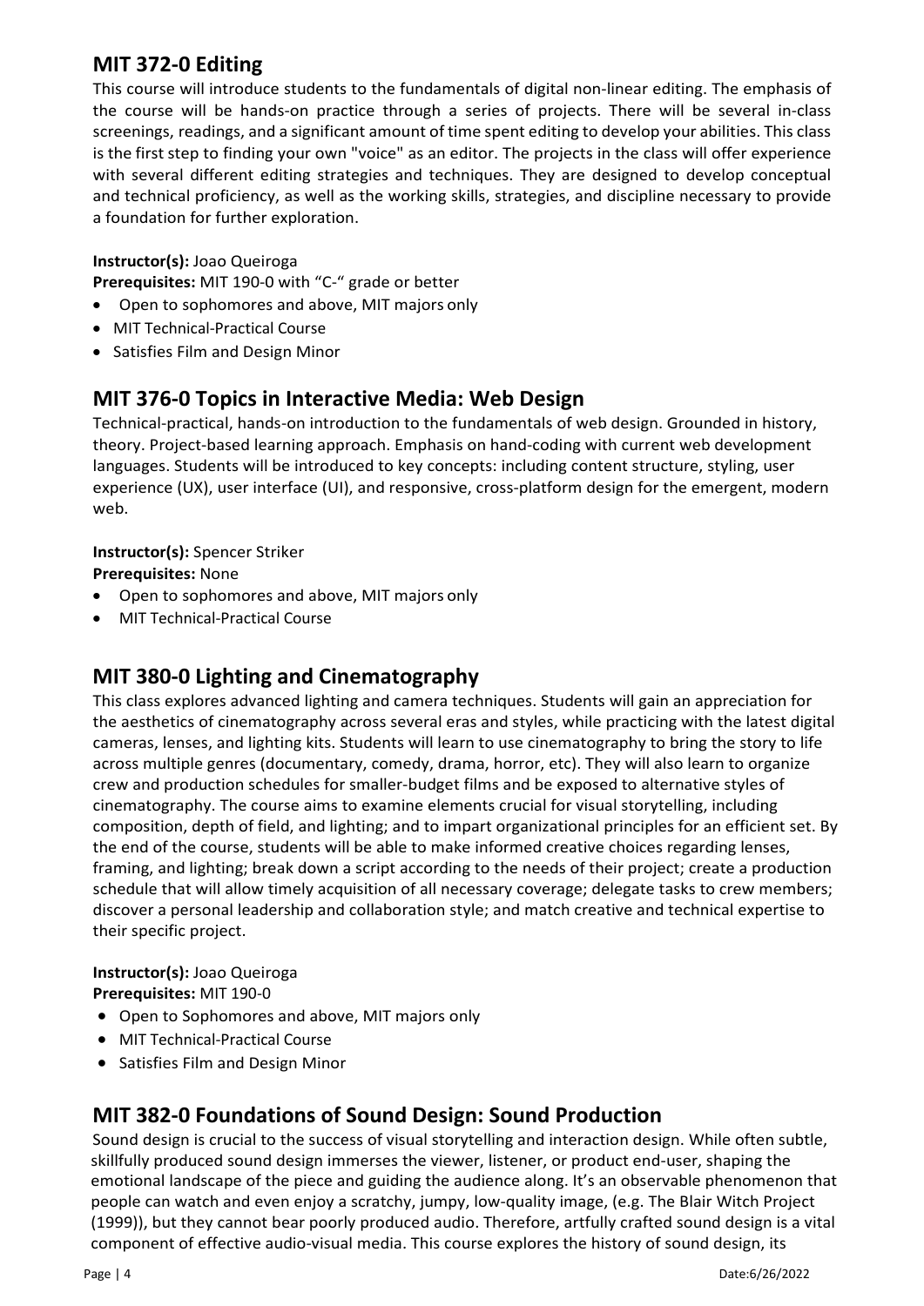## MIT 372-0 Editing

This course will introduce students to the fundamentals of digital non-linear editing. The emphasis of the course will be hands-on practice through a series of projects. There will be several in-class screenings, readings, and a significant amount of time spent editing to develop your abilities. This class is the first step to finding your own "voice" as an editor. The projects in the class will offer experience with several different editing strategies and techniques. They are designed to develop conceptual and technical proficiency, as well as the working skills, strategies, and discipline necessary to provide a foundation for further exploration.

**Instructor(s):** Joao Queiroga

**Prerequisites:** MIT 190-0 with "C-" grade or better

- Open to sophomores and above, MIT majors only
- MIT Technical-Practical Course
- Satisfies Film and Design Minor

## MIT 376-0 Topics in Interactive Media: Web Design

Technical-practical, hands-on introduction to the fundamentals of web design. Grounded in history, theory. Project-based learning approach. Emphasis on hand-coding with current web development languages. Students will be introduced to key concepts: including content structure, styling, user experience (UX), user interface (UI), and responsive, cross-platform design for the emergent, modern web.

**Instructor(s):** Spencer Striker

**Prerequisites:** None

- Open to sophomores and above, MIT majors only
- MIT Technical-Practical Course

## MIT 380-0 Lighting and Cinematography

This class explores advanced lighting and camera techniques. Students will gain an appreciation for the aesthetics of cinematography across several eras and styles, while practicing with the latest digital cameras, lenses, and lighting kits. Students will learn to use cinematography to bring the story to life across multiple genres (documentary, comedy, drama, horror, etc). They will also learn to organize crew and production schedules for smaller-budget films and be exposed to alternative styles of cinematography. The course aims to examine elements crucial for visual storytelling, including composition, depth of field, and lighting; and to impart organizational principles for an efficient set. By the end of the course, students will be able to make informed creative choices regarding lenses, framing, and lighting; break down a script according to the needs of their project; create a production schedule that will allow timely acquisition of all necessary coverage; delegate tasks to crew members; discover a personal leadership and collaboration style; and match creative and technical expertise to their specific project.

**Instructor(s):** Joao Queiroga

**Prerequisites:** MIT 190-0

- Open to Sophomores and above, MIT majors only
- MIT Technical-Practical Course
- Satisfies Film and Design Minor

## MIT 382-0 Foundations of Sound Design: Sound Production

Sound design is crucial to the success of visual storytelling and interaction design. While often subtle, skillfully produced sound design immerses the viewer, listener, or product end-user, shaping the emotional landscape of the piece and guiding the audience along. It's an observable phenomenon that people can watch and even enjoy a scratchy, jumpy, low-quality image, (e.g. The Blair Witch Project (1999)), but they cannot bear poorly produced audio. Therefore, artfully crafted sound design is a vital component of effective audio-visual media. This course explores the history of sound design, its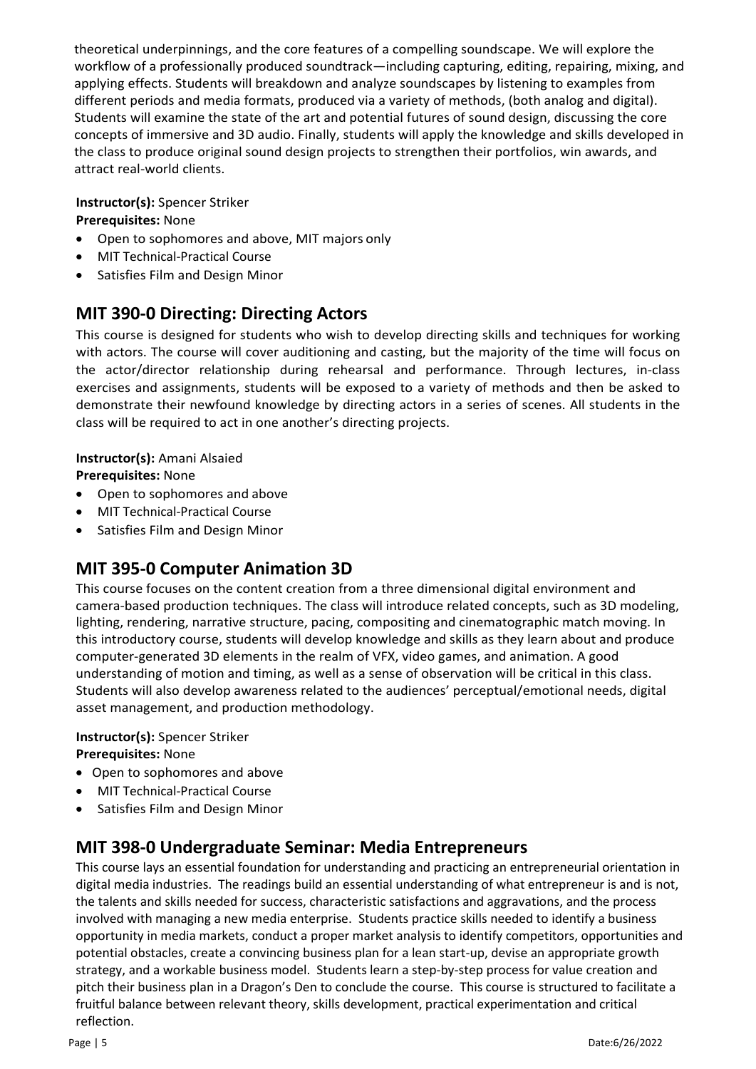theoretical underpinnings, and the core features of a compelling soundscape. We will explore the workflow of a professionally produced soundtrack—including capturing, editing, repairing, mixing, and applying effects. Students will breakdown and analyze soundscapes by listening to examples from different periods and media formats, produced via a variety of methods, (both analog and digital). Students will examine the state of the art and potential futures of sound design, discussing the core concepts of immersive and 3D audio. Finally, students will apply the knowledge and skills developed in the class to produce original sound design projects to strengthen their portfolios, win awards, and attract real-world clients.

**Instructor(s):** Spencer Striker
**Prerequisites:** None

- Open to sophomores and above, MIT majors only
- MIT Technical-Practical Course
- Satisfies Film and Design Minor

## MIT 390-0 Directing: Directing Actors

This course is designed for students who wish to develop directing skills and techniques for working with actors. The course will cover auditioning and casting, but the majority of the time will focus on the actor/director relationship during rehearsal and performance. Through lectures, in-class exercises and assignments, students will be exposed to a variety of methods and then be asked to demonstrate their newfound knowledge by directing actors in a series of scenes. All students in the class will be required to act in one another's directing projects.

**Instructor(s):** Amani Alsaied
**Prerequisites:** None

- Open to sophomores and above
- MIT Technical-Practical Course
- Satisfies Film and Design Minor

## MIT 395-0 Computer Animation 3D

This course focuses on the content creation from a three dimensional digital environment and camera-based production techniques. The class will introduce related concepts, such as 3D modeling, lighting, rendering, narrative structure, pacing, compositing and cinematographic match moving. In this introductory course, students will develop knowledge and skills as they learn about and produce computer-generated 3D elements in the realm of VFX, video games, and animation. A good understanding of motion and timing, as well as a sense of observation will be critical in this class. Students will also develop awareness related to the audiences' perceptual/emotional needs, digital asset management, and production methodology.

**Instructor(s):** Spencer Striker
**Prerequisites:** None

- Open to sophomores and above
- MIT Technical-Practical Course
- Satisfies Film and Design Minor

## MIT 398-0 Undergraduate Seminar: Media Entrepreneurs

This course lays an essential foundation for understanding and practicing an entrepreneurial orientation in digital media industries. The readings build an essential understanding of what entrepreneur is and is not, the talents and skills needed for success, characteristic satisfactions and aggravations, and the process involved with managing a new media enterprise. Students practice skills needed to identify a business opportunity in media markets, conduct a proper market analysis to identify competitors, opportunities and potential obstacles, create a convincing business plan for a lean start-up, devise an appropriate growth strategy, and a workable business model. Students learn a step-by-step process for value creation and pitch their business plan in a Dragon's Den to conclude the course. This course is structured to facilitate a fruitful balance between relevant theory, skills development, practical experimentation and critical reflection.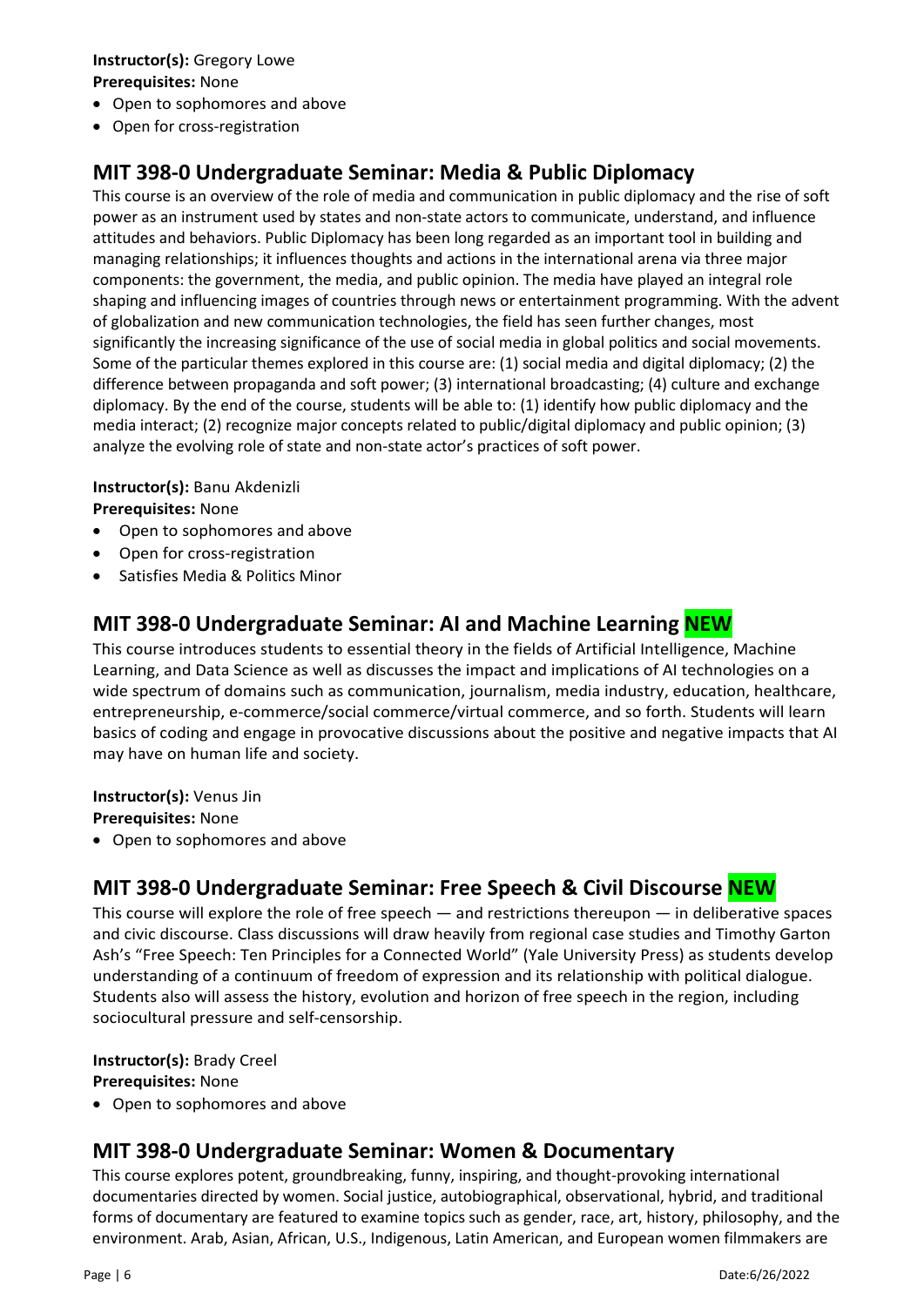**Instructor(s):** Gregory Lowe
**Prerequisites:** None

- Open to sophomores and above
- Open for cross-registration

## MIT 398-0 Undergraduate Seminar: Media & Public Diplomacy

This course is an overview of the role of media and communication in public diplomacy and the rise of soft power as an instrument used by states and non-state actors to communicate, understand, and influence attitudes and behaviors. Public Diplomacy has been long regarded as an important tool in building and managing relationships; it influences thoughts and actions in the international arena via three major components: the government, the media, and public opinion. The media have played an integral role shaping and influencing images of countries through news or entertainment programming. With the advent of globalization and new communication technologies, the field has seen further changes, most significantly the increasing significance of the use of social media in global politics and social movements. Some of the particular themes explored in this course are: (1) social media and digital diplomacy; (2) the difference between propaganda and soft power; (3) international broadcasting; (4) culture and exchange diplomacy. By the end of the course, students will be able to: (1) identify how public diplomacy and the media interact; (2) recognize major concepts related to public/digital diplomacy and public opinion; (3) analyze the evolving role of state and non-state actor's practices of soft power.

**Instructor(s):** Banu Akdenizli
**Prerequisites:** None

- Open to sophomores and above
- Open for cross-registration
- Satisfies Media & Politics Minor

## MIT 398-0 Undergraduate Seminar: AI and Machine Learning NEW

This course introduces students to essential theory in the fields of Artificial Intelligence, Machine Learning, and Data Science as well as discusses the impact and implications of AI technologies on a wide spectrum of domains such as communication, journalism, media industry, education, healthcare, entrepreneurship, e-commerce/social commerce/virtual commerce, and so forth. Students will learn basics of coding and engage in provocative discussions about the positive and negative impacts that AI may have on human life and society.

**Instructor(s):** Venus Jin
**Prerequisites:** None

- Open to sophomores and above

## MIT 398-0 Undergraduate Seminar: Free Speech & Civil Discourse NEW

This course will explore the role of free speech — and restrictions thereupon — in deliberative spaces and civic discourse. Class discussions will draw heavily from regional case studies and Timothy Garton Ash's "Free Speech: Ten Principles for a Connected World" (Yale University Press) as students develop understanding of a continuum of freedom of expression and its relationship with political dialogue. Students also will assess the history, evolution and horizon of free speech in the region, including sociocultural pressure and self-censorship.

**Instructor(s):** Brady Creel
**Prerequisites:** None

- Open to sophomores and above

## MIT 398-0 Undergraduate Seminar: Women & Documentary

This course explores potent, groundbreaking, funny, inspiring, and thought-provoking international documentaries directed by women. Social justice, autobiographical, observational, hybrid, and traditional forms of documentary are featured to examine topics such as gender, race, art, history, philosophy, and the environment. Arab, Asian, African, U.S., Indigenous, Latin American, and European women filmmakers are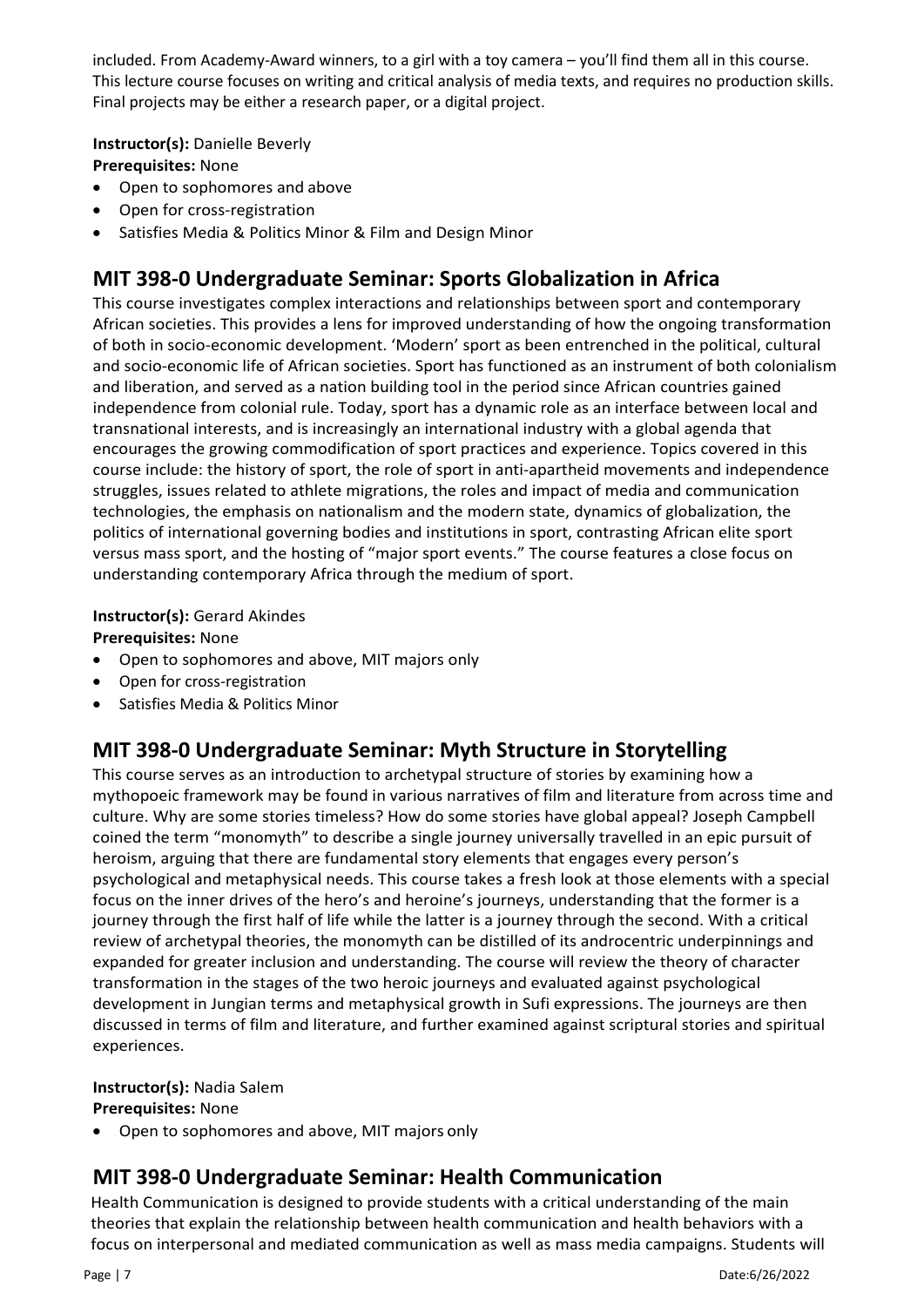included. From Academy-Award winners, to a girl with a toy camera – you'll find them all in this course. This lecture course focuses on writing and critical analysis of media texts, and requires no production skills. Final projects may be either a research paper, or a digital project.

**Instructor(s):** Danielle Beverly
**Prerequisites:** None

- Open to sophomores and above
- Open for cross-registration
- Satisfies Media & Politics Minor & Film and Design Minor

## MIT 398-0 Undergraduate Seminar: Sports Globalization in Africa

This course investigates complex interactions and relationships between sport and contemporary African societies. This provides a lens for improved understanding of how the ongoing transformation of both in socio-economic development. 'Modern' sport as been entrenched in the political, cultural and socio-economic life of African societies. Sport has functioned as an instrument of both colonialism and liberation, and served as a nation building tool in the period since African countries gained independence from colonial rule. Today, sport has a dynamic role as an interface between local and transnational interests, and is increasingly an international industry with a global agenda that encourages the growing commodification of sport practices and experience. Topics covered in this course include: the history of sport, the role of sport in anti-apartheid movements and independence struggles, issues related to athlete migrations, the roles and impact of media and communication technologies, the emphasis on nationalism and the modern state, dynamics of globalization, the politics of international governing bodies and institutions in sport, contrasting African elite sport versus mass sport, and the hosting of "major sport events." The course features a close focus on understanding contemporary Africa through the medium of sport.

**Instructor(s):** Gerard Akindes
**Prerequisites:** None

- Open to sophomores and above, MIT majors only
- Open for cross-registration
- Satisfies Media & Politics Minor

## MIT 398-0 Undergraduate Seminar: Myth Structure in Storytelling

This course serves as an introduction to archetypal structure of stories by examining how a mythopoeic framework may be found in various narratives of film and literature from across time and culture. Why are some stories timeless? How do some stories have global appeal? Joseph Campbell coined the term "monomyth" to describe a single journey universally travelled in an epic pursuit of heroism, arguing that there are fundamental story elements that engages every person's psychological and metaphysical needs. This course takes a fresh look at those elements with a special focus on the inner drives of the hero's and heroine's journeys, understanding that the former is a journey through the first half of life while the latter is a journey through the second. With a critical review of archetypal theories, the monomyth can be distilled of its androcentric underpinnings and expanded for greater inclusion and understanding. The course will review the theory of character transformation in the stages of the two heroic journeys and evaluated against psychological development in Jungian terms and metaphysical growth in Sufi expressions. The journeys are then discussed in terms of film and literature, and further examined against scriptural stories and spiritual experiences.

**Instructor(s):** Nadia Salem
**Prerequisites:** None

- Open to sophomores and above, MIT majors only

## MIT 398-0 Undergraduate Seminar: Health Communication

Health Communication is designed to provide students with a critical understanding of the main theories that explain the relationship between health communication and health behaviors with a focus on interpersonal and mediated communication as well as mass media campaigns. Students will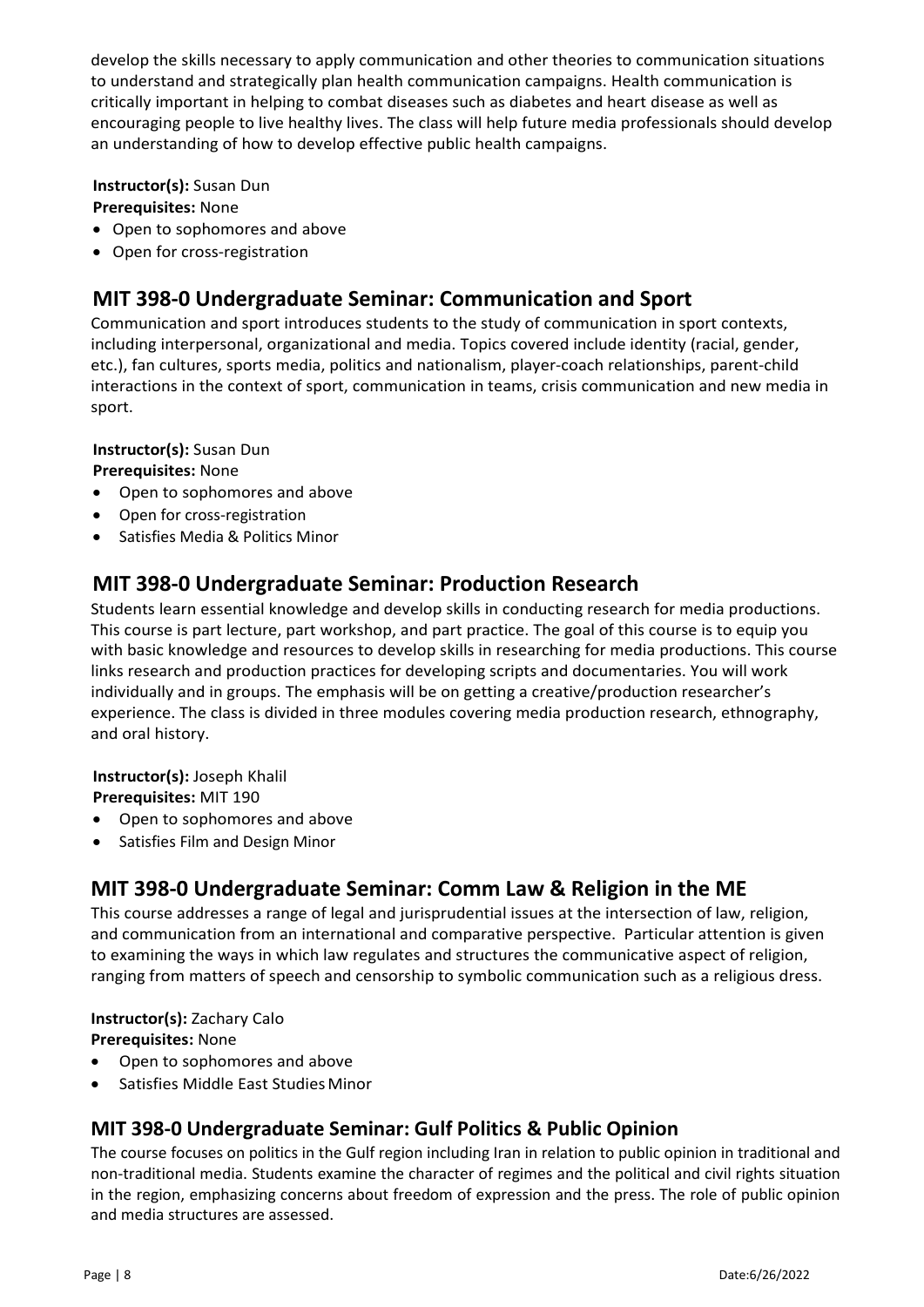develop the skills necessary to apply communication and other theories to communication situations to understand and strategically plan health communication campaigns. Health communication is critically important in helping to combat diseases such as diabetes and heart disease as well as encouraging people to live healthy lives. The class will help future media professionals should develop an understanding of how to develop effective public health campaigns.

**Instructor(s):** Susan Dun
**Prerequisites:** None

- Open to sophomores and above
- Open for cross-registration

## MIT 398-0 Undergraduate Seminar: Communication and Sport

Communication and sport introduces students to the study of communication in sport contexts, including interpersonal, organizational and media. Topics covered include identity (racial, gender, etc.), fan cultures, sports media, politics and nationalism, player-coach relationships, parent-child interactions in the context of sport, communication in teams, crisis communication and new media in sport.

**Instructor(s):** Susan Dun
**Prerequisites:** None

- Open to sophomores and above
- Open for cross-registration
- Satisfies Media & Politics Minor

## MIT 398-0 Undergraduate Seminar: Production Research

Students learn essential knowledge and develop skills in conducting research for media productions. This course is part lecture, part workshop, and part practice. The goal of this course is to equip you with basic knowledge and resources to develop skills in researching for media productions. This course links research and production practices for developing scripts and documentaries. You will work individually and in groups. The emphasis will be on getting a creative/production researcher's experience. The class is divided in three modules covering media production research, ethnography, and oral history.

**Instructor(s):** Joseph Khalil
**Prerequisites:** MIT 190

- Open to sophomores and above
- Satisfies Film and Design Minor

## MIT 398-0 Undergraduate Seminar: Comm Law & Religion in the ME

This course addresses a range of legal and jurisprudential issues at the intersection of law, religion, and communication from an international and comparative perspective. Particular attention is given to examining the ways in which law regulates and structures the communicative aspect of religion, ranging from matters of speech and censorship to symbolic communication such as a religious dress.

**Instructor(s):** Zachary Calo
**Prerequisites:** None

- Open to sophomores and above
- Satisfies Middle East Studies Minor

## MIT 398-0 Undergraduate Seminar: Gulf Politics & Public Opinion

The course focuses on politics in the Gulf region including Iran in relation to public opinion in traditional and non-traditional media. Students examine the character of regimes and the political and civil rights situation in the region, emphasizing concerns about freedom of expression and the press. The role of public opinion and media structures are assessed.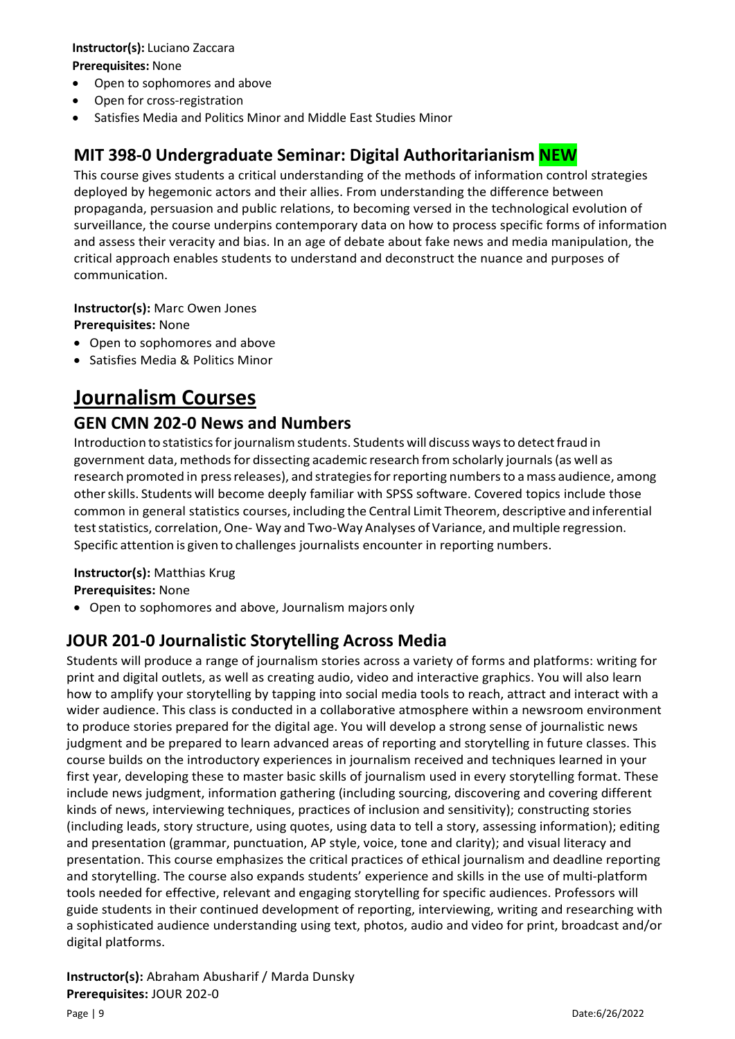**Instructor(s):** Luciano Zaccara
**Prerequisites:** None

- Open to sophomores and above
- Open for cross-registration
- Satisfies Media and Politics Minor and Middle East Studies Minor

## MIT 398-0 Undergraduate Seminar: Digital Authoritarianism NEW

This course gives students a critical understanding of the methods of information control strategies deployed by hegemonic actors and their allies. From understanding the difference between propaganda, persuasion and public relations, to becoming versed in the technological evolution of surveillance, the course underpins contemporary data on how to process specific forms of information and assess their veracity and bias. In an age of debate about fake news and media manipulation, the critical approach enables students to understand and deconstruct the nuance and purposes of communication.

**Instructor(s):** Marc Owen Jones
**Prerequisites:** None

- Open to sophomores and above
- Satisfies Media & Politics Minor

# Journalism Courses

## GEN CMN 202-0 News and Numbers

Introduction to statistics for journalism students. Students will discuss ways to detect fraud in government data, methods for dissecting academic research from scholarly journals (as well as research promoted in press releases), and strategies for reporting numbers to a mass audience, among other skills. Students will become deeply familiar with SPSS software. Covered topics include those common in general statistics courses, including the Central Limit Theorem, descriptive and inferential test statistics, correlation, One- Way and Two-Way Analyses of Variance, and multiple regression. Specific attention is given to challenges journalists encounter in reporting numbers.

**Instructor(s):** Matthias Krug
**Prerequisites:** None

- Open to sophomores and above, Journalism majors only

## JOUR 201-0 Journalistic Storytelling Across Media

Students will produce a range of journalism stories across a variety of forms and platforms: writing for print and digital outlets, as well as creating audio, video and interactive graphics. You will also learn how to amplify your storytelling by tapping into social media tools to reach, attract and interact with a wider audience. This class is conducted in a collaborative atmosphere within a newsroom environment to produce stories prepared for the digital age. You will develop a strong sense of journalistic news judgment and be prepared to learn advanced areas of reporting and storytelling in future classes. This course builds on the introductory experiences in journalism received and techniques learned in your first year, developing these to master basic skills of journalism used in every storytelling format. These include news judgment, information gathering (including sourcing, discovering and covering different kinds of news, interviewing techniques, practices of inclusion and sensitivity); constructing stories (including leads, story structure, using quotes, using data to tell a story, assessing information); editing and presentation (grammar, punctuation, AP style, voice, tone and clarity); and visual literacy and presentation. This course emphasizes the critical practices of ethical journalism and deadline reporting and storytelling. The course also expands students' experience and skills in the use of multi-platform tools needed for effective, relevant and engaging storytelling for specific audiences. Professors will guide students in their continued development of reporting, interviewing, writing and researching with a sophisticated audience understanding using text, photos, audio and video for print, broadcast and/or digital platforms.

**Instructor(s):** Abraham Abusharif / Marda Dunsky
**Prerequisites:** JOUR 202-0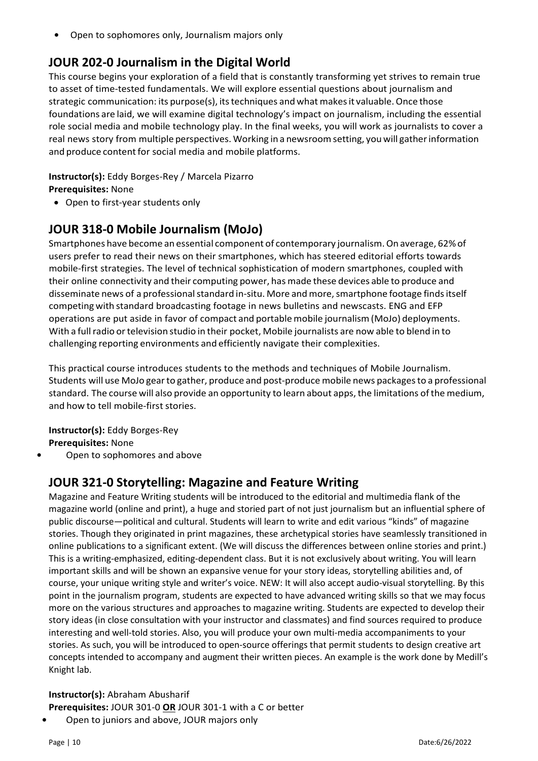- Open to sophomores only, Journalism majors only

## JOUR 202-0 Journalism in the Digital World

This course begins your exploration of a field that is constantly transforming yet strives to remain true to asset of time-tested fundamentals. We will explore essential questions about journalism and strategic communication: its purpose(s), its techniques and what makes it valuable. Once those foundations are laid, we will examine digital technology's impact on journalism, including the essential role social media and mobile technology play. In the final weeks, you will work as journalists to cover a real news story from multiple perspectives. Working in a newsroom setting, you will gather information and produce content for social media and mobile platforms.

**Instructor(s):** Eddy Borges-Rey / Marcela Pizarro
**Prerequisites:** None

- Open to first-year students only

## JOUR 318-0 Mobile Journalism (MoJo)

Smartphones have become an essential component of contemporary journalism. On average, 62% of users prefer to read their news on their smartphones, which has steered editorial efforts towards mobile-first strategies. The level of technical sophistication of modern smartphones, coupled with their online connectivity and their computing power, has made these devices able to produce and disseminate news of a professional standard in-situ. More and more, smartphone footage finds itself competing with standard broadcasting footage in news bulletins and newscasts. ENG and EFP operations are put aside in favor of compact and portable mobile journalism (MoJo) deployments. With a full radio or television studio in their pocket, Mobile journalists are now able to blend in to challenging reporting environments and efficiently navigate their complexities.

This practical course introduces students to the methods and techniques of Mobile Journalism. Students will use MoJo gear to gather, produce and post-produce mobile news packages to a professional standard. The course will also provide an opportunity to learn about apps, the limitations of the medium, and how to tell mobile-first stories.

**Instructor(s):** Eddy Borges-Rey
**Prerequisites:** None

- Open to sophomores and above

## JOUR 321-0 Storytelling: Magazine and Feature Writing

Magazine and Feature Writing students will be introduced to the editorial and multimedia flank of the magazine world (online and print), a huge and storied part of not just journalism but an influential sphere of public discourse—political and cultural. Students will learn to write and edit various "kinds" of magazine stories. Though they originated in print magazines, these archetypical stories have seamlessly transitioned in online publications to a significant extent. (We will discuss the differences between online stories and print.) This is a writing-emphasized, editing-dependent class. But it is not exclusively about writing. You will learn important skills and will be shown an expansive venue for your story ideas, storytelling abilities and, of course, your unique writing style and writer's voice. NEW: It will also accept audio-visual storytelling. By this point in the journalism program, students are expected to have advanced writing skills so that we may focus more on the various structures and approaches to magazine writing. Students are expected to develop their story ideas (in close consultation with your instructor and classmates) and find sources required to produce interesting and well-told stories. Also, you will produce your own multi-media accompaniments to your stories. As such, you will be introduced to open-source offerings that permit students to design creative art concepts intended to accompany and augment their written pieces. An example is the work done by Medill's Knight lab.

**Instructor(s):** Abraham Abusharif
**Prerequisites:** JOUR 301-0 **OR** JOUR 301-1 with a C or better

- Open to juniors and above, JOUR majors only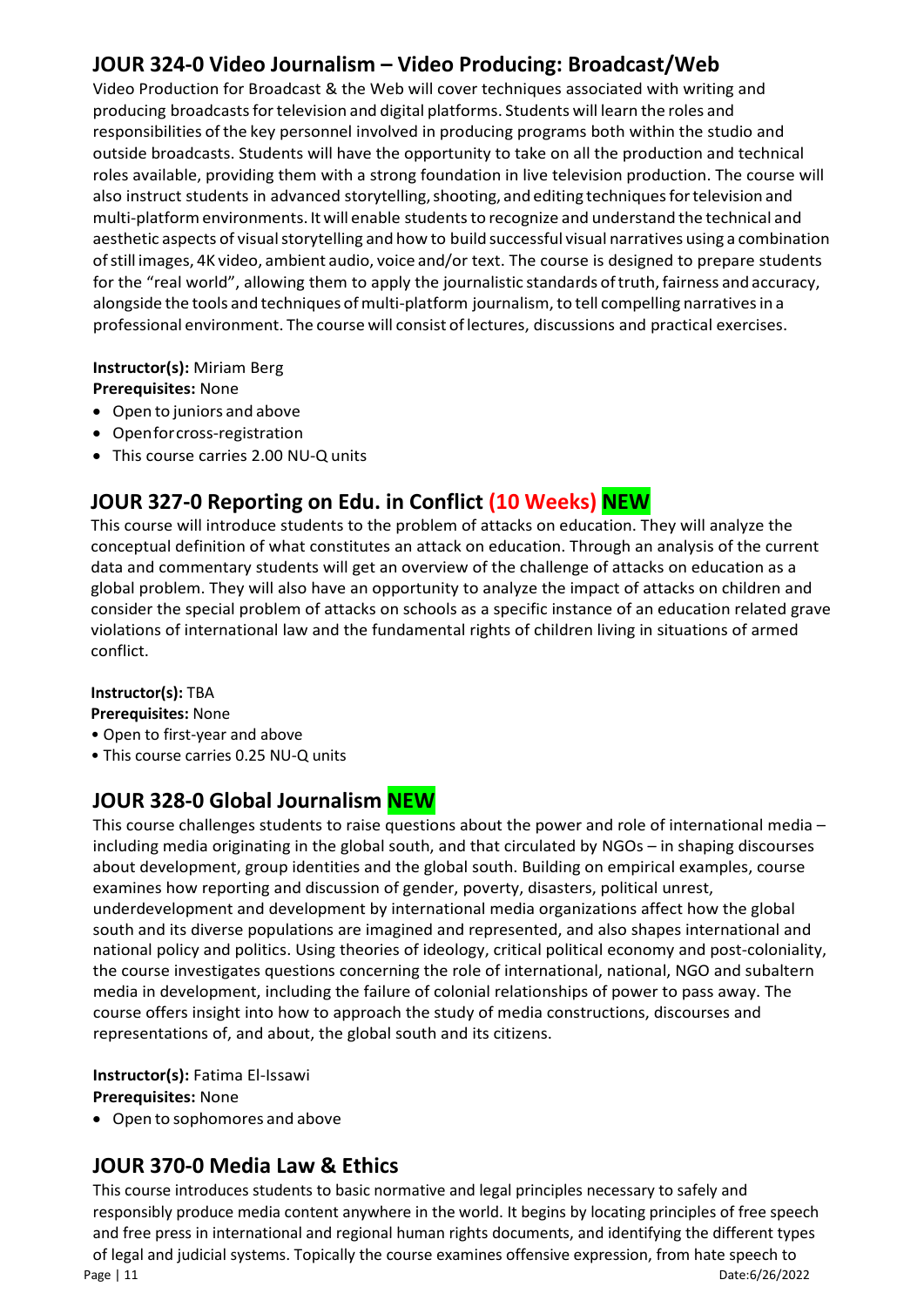## JOUR 324-0 Video Journalism – Video Producing: Broadcast/Web

Video Production for Broadcast & the Web will cover techniques associated with writing and producing broadcasts for television and digital platforms. Students will learn the roles and responsibilities of the key personnel involved in producing programs both within the studio and outside broadcasts. Students will have the opportunity to take on all the production and technical roles available, providing them with a strong foundation in live television production. The course will also instruct students in advanced storytelling, shooting, and editing techniques for television and multi-platform environments. It will enable students to recognize and understand the technical and aesthetic aspects of visual storytelling and how to build successful visual narratives using a combination of still images, 4K video, ambient audio, voice and/or text. The course is designed to prepare students for the "real world", allowing them to apply the journalistic standards of truth, fairness and accuracy, alongside the tools and techniques of multi-platform journalism, to tell compelling narratives in a professional environment. The course will consist of lectures, discussions and practical exercises.

**Instructor(s):** Miriam Berg
**Prerequisites:** None

- Open to juniors and above
- Open for cross-registration
- This course carries 2.00 NU-Q units

## JOUR 327-0 Reporting on Edu. in Conflict (10 Weeks) NEW

This course will introduce students to the problem of attacks on education. They will analyze the conceptual definition of what constitutes an attack on education. Through an analysis of the current data and commentary students will get an overview of the challenge of attacks on education as a global problem. They will also have an opportunity to analyze the impact of attacks on children and consider the special problem of attacks on schools as a specific instance of an education related grave violations of international law and the fundamental rights of children living in situations of armed conflict.

**Instructor(s):** TBA
**Prerequisites:** None

- Open to first-year and above
- This course carries 0.25 NU-Q units

## JOUR 328-0 Global Journalism NEW

This course challenges students to raise questions about the power and role of international media – including media originating in the global south, and that circulated by NGOs – in shaping discourses about development, group identities and the global south. Building on empirical examples, course examines how reporting and discussion of gender, poverty, disasters, political unrest, underdevelopment and development by international media organizations affect how the global south and its diverse populations are imagined and represented, and also shapes international and national policy and politics. Using theories of ideology, critical political economy and post-coloniality, the course investigates questions concerning the role of international, national, NGO and subaltern media in development, including the failure of colonial relationships of power to pass away. The course offers insight into how to approach the study of media constructions, discourses and representations of, and about, the global south and its citizens.

**Instructor(s):** Fatima El-Issawi
**Prerequisites:** None

- Open to sophomores and above

## JOUR 370-0 Media Law & Ethics

This course introduces students to basic normative and legal principles necessary to safely and responsibly produce media content anywhere in the world. It begins by locating principles of free speech and free press in international and regional human rights documents, and identifying the different types of legal and judicial systems. Topically the course examines offensive expression, from hate speech to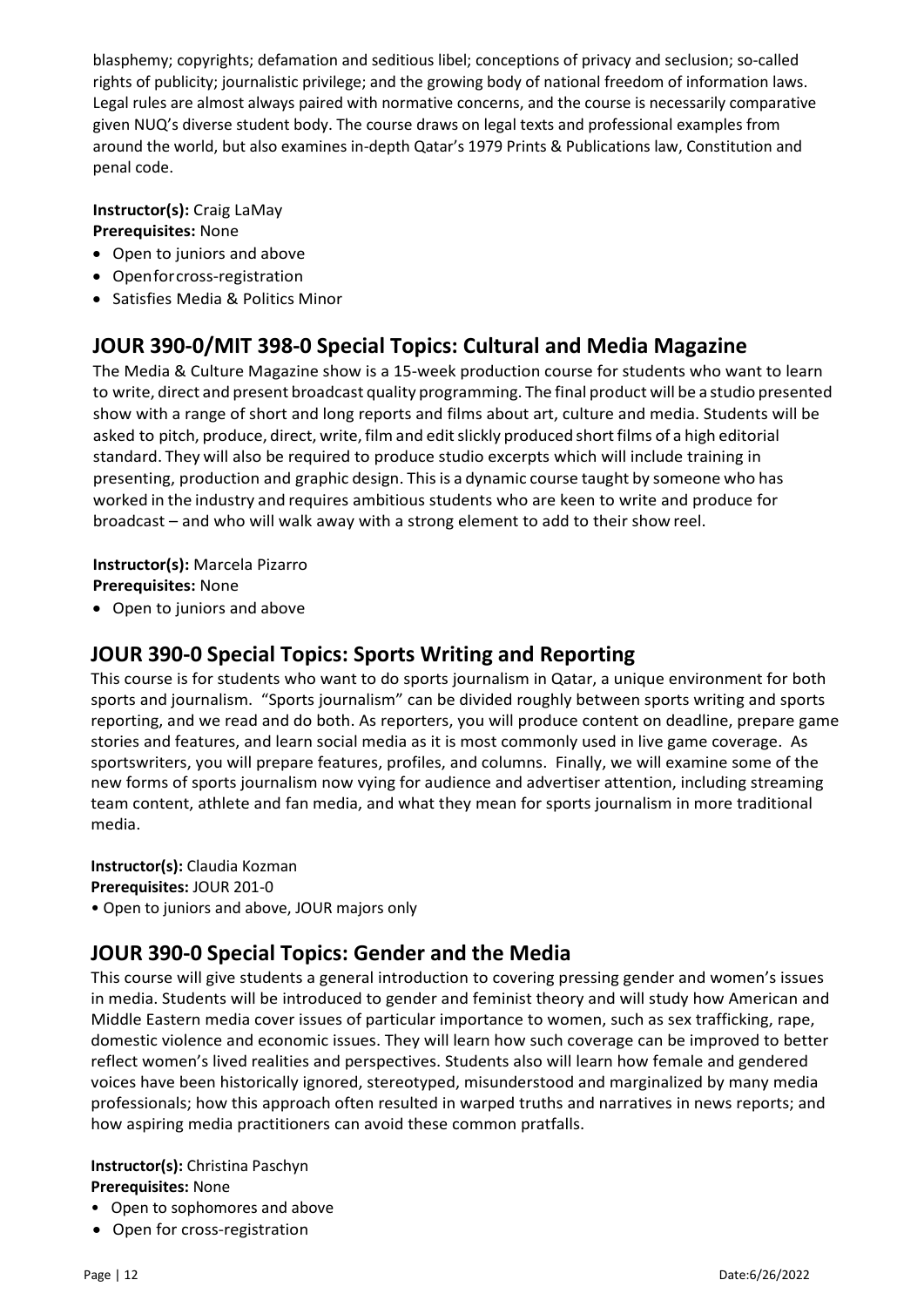blasphemy; copyrights; defamation and seditious libel; conceptions of privacy and seclusion; so-called rights of publicity; journalistic privilege; and the growing body of national freedom of information laws. Legal rules are almost always paired with normative concerns, and the course is necessarily comparative given NUQ's diverse student body. The course draws on legal texts and professional examples from around the world, but also examines in-depth Qatar's 1979 Prints & Publications law, Constitution and penal code.

**Instructor(s):** Craig LaMay
**Prerequisites:** None

- Open to juniors and above
- Open for cross-registration
- Satisfies Media & Politics Minor

## JOUR 390-0/MIT 398-0 Special Topics: Cultural and Media Magazine

The Media & Culture Magazine show is a 15-week production course for students who want to learn to write, direct and present broadcast quality programming. The final product will be a studio presented show with a range of short and long reports and films about art, culture and media. Students will be asked to pitch, produce, direct, write, film and edit slickly produced short films of a high editorial standard. They will also be required to produce studio excerpts which will include training in presenting, production and graphic design. This is a dynamic course taught by someone who has worked in the industry and requires ambitious students who are keen to write and produce for broadcast – and who will walk away with a strong element to add to their show reel.

**Instructor(s):** Marcela Pizarro
**Prerequisites:** None

- Open to juniors and above

## JOUR 390-0 Special Topics: Sports Writing and Reporting

This course is for students who want to do sports journalism in Qatar, a unique environment for both sports and journalism. "Sports journalism" can be divided roughly between sports writing and sports reporting, and we read and do both. As reporters, you will produce content on deadline, prepare game stories and features, and learn social media as it is most commonly used in live game coverage. As sportswriters, you will prepare features, profiles, and columns. Finally, we will examine some of the new forms of sports journalism now vying for audience and advertiser attention, including streaming team content, athlete and fan media, and what they mean for sports journalism in more traditional media.

**Instructor(s):** Claudia Kozman
**Prerequisites:** JOUR 201-0

- Open to juniors and above, JOUR majors only

## JOUR 390-0 Special Topics: Gender and the Media

This course will give students a general introduction to covering pressing gender and women's issues in media. Students will be introduced to gender and feminist theory and will study how American and Middle Eastern media cover issues of particular importance to women, such as sex trafficking, rape, domestic violence and economic issues. They will learn how such coverage can be improved to better reflect women's lived realities and perspectives. Students also will learn how female and gendered voices have been historically ignored, stereotyped, misunderstood and marginalized by many media professionals; how this approach often resulted in warped truths and narratives in news reports; and how aspiring media practitioners can avoid these common pratfalls.

**Instructor(s):** Christina Paschyn
**Prerequisites:** None

- Open to sophomores and above
- Open for cross-registration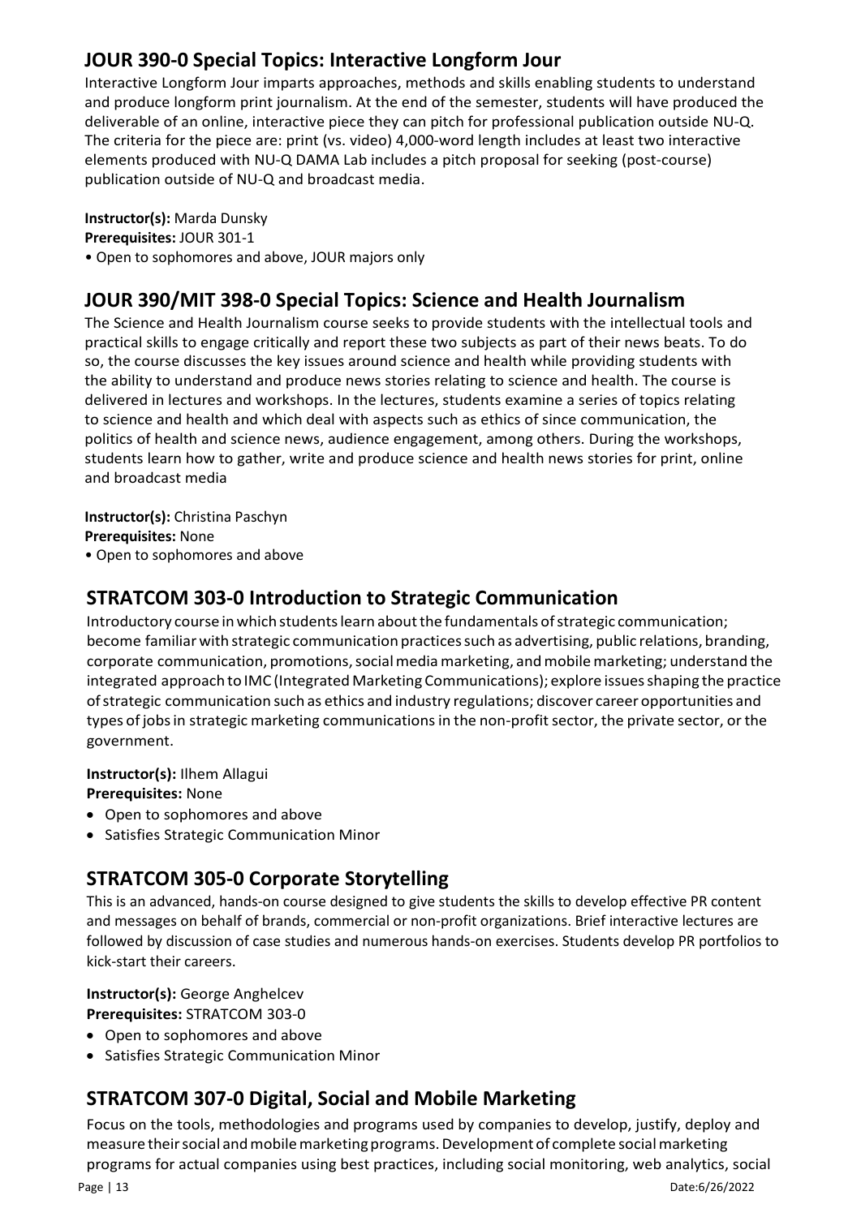## JOUR 390-0 Special Topics: Interactive Longform Jour

Interactive Longform Jour imparts approaches, methods and skills enabling students to understand and produce longform print journalism. At the end of the semester, students will have produced the deliverable of an online, interactive piece they can pitch for professional publication outside NU-Q. The criteria for the piece are: print (vs. video) 4,000-word length includes at least two interactive elements produced with NU-Q DAMA Lab includes a pitch proposal for seeking (post-course) publication outside of NU-Q and broadcast media.

**Instructor(s):** Marda Dunsky
**Prerequisites:** JOUR 301-1
• Open to sophomores and above, JOUR majors only

## JOUR 390/MIT 398-0 Special Topics: Science and Health Journalism

The Science and Health Journalism course seeks to provide students with the intellectual tools and practical skills to engage critically and report these two subjects as part of their news beats. To do so, the course discusses the key issues around science and health while providing students with the ability to understand and produce news stories relating to science and health. The course is delivered in lectures and workshops. In the lectures, students examine a series of topics relating to science and health and which deal with aspects such as ethics of since communication, the politics of health and science news, audience engagement, among others. During the workshops, students learn how to gather, write and produce science and health news stories for print, online and broadcast media

**Instructor(s):** Christina Paschyn
**Prerequisites:** None
• Open to sophomores and above

## STRATCOM 303-0 Introduction to Strategic Communication

Introductory course in which students learn about the fundamentals of strategic communication; become familiar with strategic communication practices such as advertising, public relations, branding, corporate communication, promotions, social media marketing, and mobile marketing; understand the integrated approach to IMC (Integrated Marketing Communications); explore issues shaping the practice of strategic communication such as ethics and industry regulations; discover career opportunities and types of jobs in strategic marketing communications in the non-profit sector, the private sector, or the government.

**Instructor(s):** Ilhem Allagui
**Prerequisites:** None

- Open to sophomores and above
- Satisfies Strategic Communication Minor

## STRATCOM 305-0 Corporate Storytelling

This is an advanced, hands-on course designed to give students the skills to develop effective PR content and messages on behalf of brands, commercial or non-profit organizations. Brief interactive lectures are followed by discussion of case studies and numerous hands-on exercises. Students develop PR portfolios to kick-start their careers.

**Instructor(s):** George Anghelcev
**Prerequisites:** STRATCOM 303-0

- Open to sophomores and above
- Satisfies Strategic Communication Minor

## STRATCOM 307-0 Digital, Social and Mobile Marketing

Focus on the tools, methodologies and programs used by companies to develop, justify, deploy and measure their social and mobile marketing programs. Development of complete social marketing programs for actual companies using best practices, including social monitoring, web analytics, social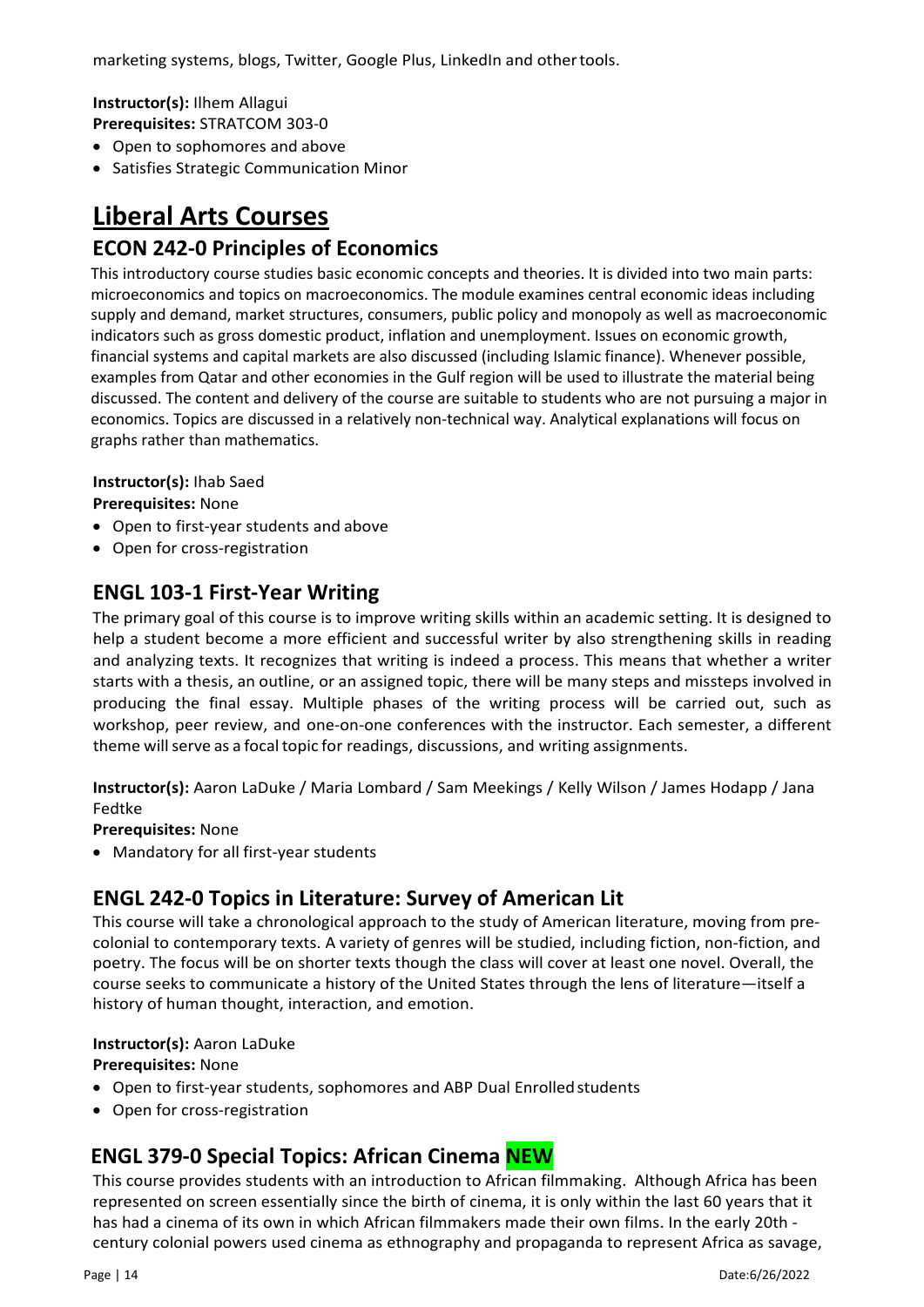marketing systems, blogs, Twitter, Google Plus, LinkedIn and other tools.

**Instructor(s):** Ilhem Allagui
**Prerequisites:** STRATCOM 303-0

- Open to sophomores and above
- Satisfies Strategic Communication Minor

# Liberal Arts Courses

## ECON 242-0 Principles of Economics

This introductory course studies basic economic concepts and theories. It is divided into two main parts: microeconomics and topics on macroeconomics. The module examines central economic ideas including supply and demand, market structures, consumers, public policy and monopoly as well as macroeconomic indicators such as gross domestic product, inflation and unemployment. Issues on economic growth, financial systems and capital markets are also discussed (including Islamic finance). Whenever possible, examples from Qatar and other economies in the Gulf region will be used to illustrate the material being discussed. The content and delivery of the course are suitable to students who are not pursuing a major in economics. Topics are discussed in a relatively non-technical way. Analytical explanations will focus on graphs rather than mathematics.

**Instructor(s):** Ihab Saed
**Prerequisites:** None

- Open to first-year students and above
- Open for cross-registration

## ENGL 103-1 First-Year Writing

The primary goal of this course is to improve writing skills within an academic setting. It is designed to help a student become a more efficient and successful writer by also strengthening skills in reading and analyzing texts. It recognizes that writing is indeed a process. This means that whether a writer starts with a thesis, an outline, or an assigned topic, there will be many steps and missteps involved in producing the final essay. Multiple phases of the writing process will be carried out, such as workshop, peer review, and one-on-one conferences with the instructor. Each semester, a different theme will serve as a focal topic for readings, discussions, and writing assignments.

**Instructor(s):** Aaron LaDuke / Maria Lombard / Sam Meekings / Kelly Wilson / James Hodapp / Jana Fedtke
**Prerequisites:** None

- Mandatory for all first-year students

## ENGL 242-0 Topics in Literature: Survey of American Lit

This course will take a chronological approach to the study of American literature, moving from pre-colonial to contemporary texts. A variety of genres will be studied, including fiction, non-fiction, and poetry. The focus will be on shorter texts though the class will cover at least one novel. Overall, the course seeks to communicate a history of the United States through the lens of literature—itself a history of human thought, interaction, and emotion.

**Instructor(s):** Aaron LaDuke
**Prerequisites:** None

- Open to first-year students, sophomores and ABP Dual Enrolled students
- Open for cross-registration

## ENGL 379-0 Special Topics: African Cinema NEW

This course provides students with an introduction to African filmmaking. Although Africa has been represented on screen essentially since the birth of cinema, it is only within the last 60 years that it has had a cinema of its own in which African filmmakers made their own films. In the early 20th - century colonial powers used cinema as ethnography and propaganda to represent Africa as savage,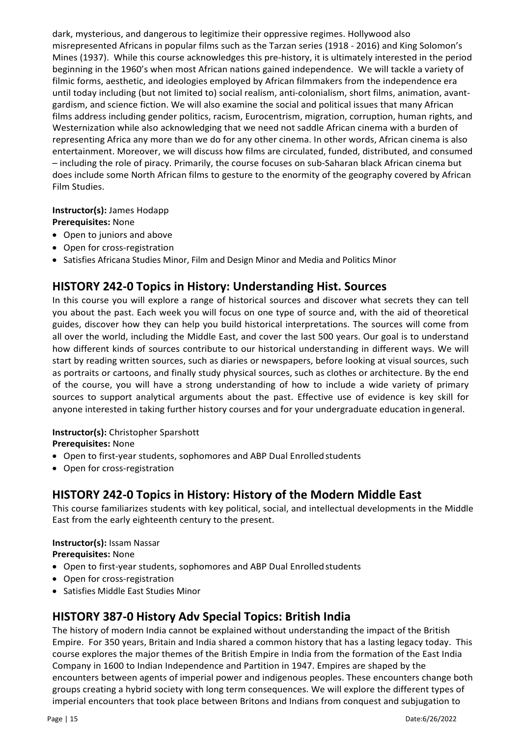dark, mysterious, and dangerous to legitimize their oppressive regimes. Hollywood also misrepresented Africans in popular films such as the Tarzan series (1918 - 2016) and King Solomon's Mines (1937). While this course acknowledges this pre-history, it is ultimately interested in the period beginning in the 1960's when most African nations gained independence. We will tackle a variety of filmic forms, aesthetic, and ideologies employed by African filmmakers from the independence era until today including (but not limited to) social realism, anti-colonialism, short films, animation, avant-gardism, and science fiction. We will also examine the social and political issues that many African films address including gender politics, racism, Eurocentrism, migration, corruption, human rights, and Westernization while also acknowledging that we need not saddle African cinema with a burden of representing Africa any more than we do for any other cinema. In other words, African cinema is also entertainment. Moreover, we will discuss how films are circulated, funded, distributed, and consumed – including the role of piracy. Primarily, the course focuses on sub-Saharan black African cinema but does include some North African films to gesture to the enormity of the geography covered by African Film Studies.

**Instructor(s):** James Hodapp
**Prerequisites:** None

- Open to juniors and above
- Open for cross-registration
- Satisfies Africana Studies Minor, Film and Design Minor and Media and Politics Minor

## HISTORY 242-0 Topics in History: Understanding Hist. Sources

In this course you will explore a range of historical sources and discover what secrets they can tell you about the past. Each week you will focus on one type of source and, with the aid of theoretical guides, discover how they can help you build historical interpretations. The sources will come from all over the world, including the Middle East, and cover the last 500 years. Our goal is to understand how different kinds of sources contribute to our historical understanding in different ways. We will start by reading written sources, such as diaries or newspapers, before looking at visual sources, such as portraits or cartoons, and finally study physical sources, such as clothes or architecture. By the end of the course, you will have a strong understanding of how to include a wide variety of primary sources to support analytical arguments about the past. Effective use of evidence is key skill for anyone interested in taking further history courses and for your undergraduate education in general.

**Instructor(s):** Christopher Sparshott
**Prerequisites:** None

- Open to first-year students, sophomores and ABP Dual Enrolled students
- Open for cross-registration

## HISTORY 242-0 Topics in History: History of the Modern Middle East

This course familiarizes students with key political, social, and intellectual developments in the Middle East from the early eighteenth century to the present.

**Instructor(s):** Issam Nassar
**Prerequisites:** None

- Open to first-year students, sophomores and ABP Dual Enrolled students
- Open for cross-registration
- Satisfies Middle East Studies Minor

## HISTORY 387-0 History Adv Special Topics: British India

The history of modern India cannot be explained without understanding the impact of the British Empire. For 350 years, Britain and India shared a common history that has a lasting legacy today. This course explores the major themes of the British Empire in India from the formation of the East India Company in 1600 to Indian Independence and Partition in 1947. Empires are shaped by the encounters between agents of imperial power and indigenous peoples. These encounters change both groups creating a hybrid society with long term consequences. We will explore the different types of imperial encounters that took place between Britons and Indians from conquest and subjugation to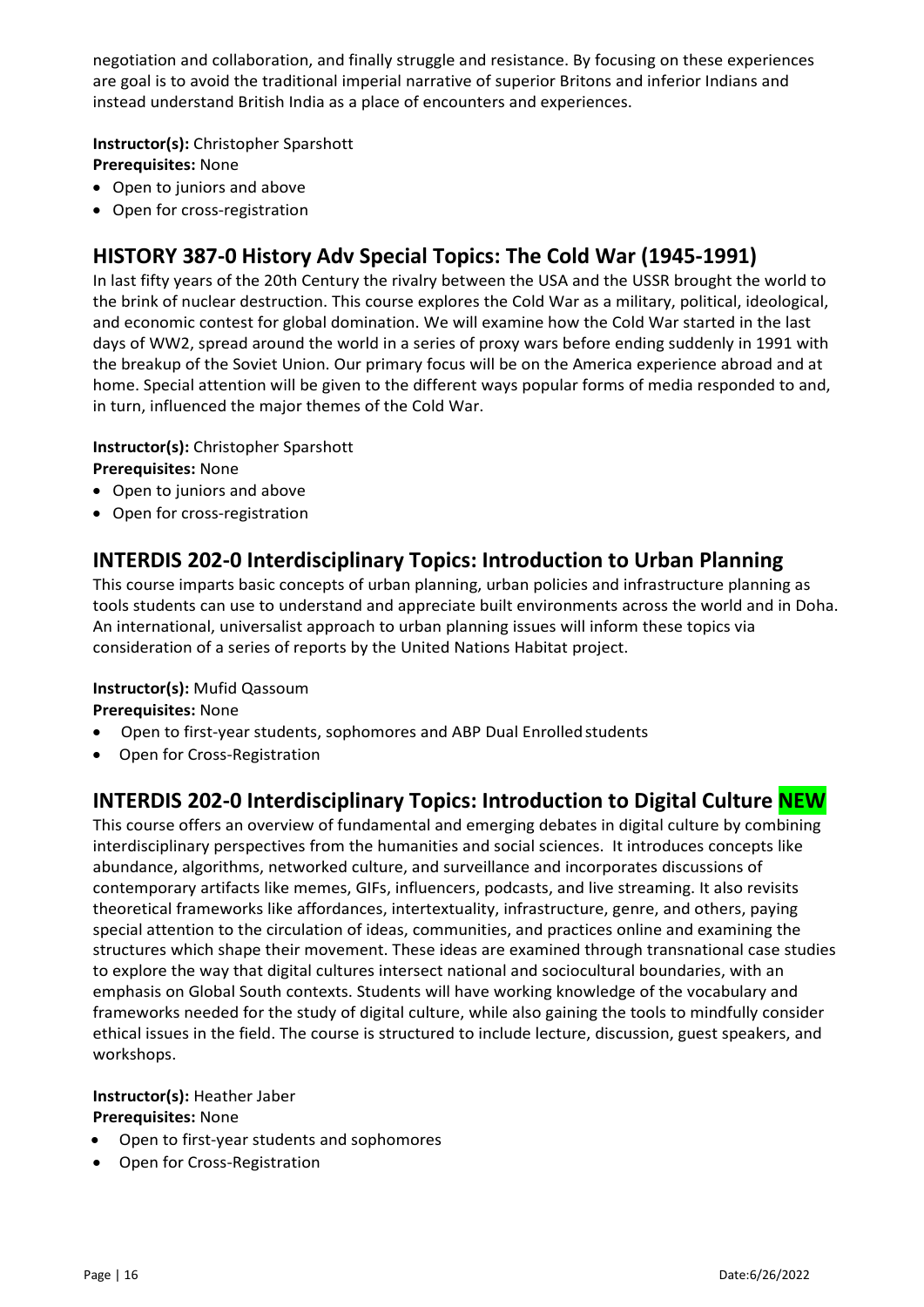negotiation and collaboration, and finally struggle and resistance. By focusing on these experiences are goal is to avoid the traditional imperial narrative of superior Britons and inferior Indians and instead understand British India as a place of encounters and experiences.

**Instructor(s):** Christopher Sparshott
**Prerequisites:** None

- Open to juniors and above
- Open for cross-registration

## HISTORY 387-0 History Adv Special Topics: The Cold War (1945-1991)

In last fifty years of the 20th Century the rivalry between the USA and the USSR brought the world to the brink of nuclear destruction. This course explores the Cold War as a military, political, ideological, and economic contest for global domination. We will examine how the Cold War started in the last days of WW2, spread around the world in a series of proxy wars before ending suddenly in 1991 with the breakup of the Soviet Union. Our primary focus will be on the America experience abroad and at home. Special attention will be given to the different ways popular forms of media responded to and, in turn, influenced the major themes of the Cold War.

**Instructor(s):** Christopher Sparshott
**Prerequisites:** None

- Open to juniors and above
- Open for cross-registration

## INTERDIS 202-0 Interdisciplinary Topics: Introduction to Urban Planning

This course imparts basic concepts of urban planning, urban policies and infrastructure planning as tools students can use to understand and appreciate built environments across the world and in Doha. An international, universalist approach to urban planning issues will inform these topics via consideration of a series of reports by the United Nations Habitat project.

**Instructor(s):** Mufid Qassoum
**Prerequisites:** None

- Open to first-year students, sophomores and ABP Dual Enrolled students
- Open for Cross-Registration

## INTERDIS 202-0 Interdisciplinary Topics: Introduction to Digital Culture NEW

This course offers an overview of fundamental and emerging debates in digital culture by combining interdisciplinary perspectives from the humanities and social sciences. It introduces concepts like abundance, algorithms, networked culture, and surveillance and incorporates discussions of contemporary artifacts like memes, GIFs, influencers, podcasts, and live streaming. It also revisits theoretical frameworks like affordances, intertextuality, infrastructure, genre, and others, paying special attention to the circulation of ideas, communities, and practices online and examining the structures which shape their movement. These ideas are examined through transnational case studies to explore the way that digital cultures intersect national and sociocultural boundaries, with an emphasis on Global South contexts. Students will have working knowledge of the vocabulary and frameworks needed for the study of digital culture, while also gaining the tools to mindfully consider ethical issues in the field. The course is structured to include lecture, discussion, guest speakers, and workshops.

**Instructor(s):** Heather Jaber
**Prerequisites:** None

- Open to first-year students and sophomores
- Open for Cross-Registration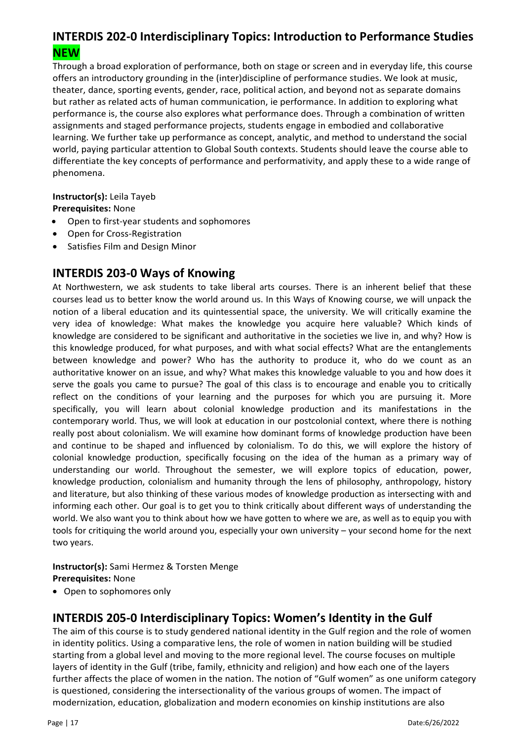## INTERDIS 202-0 Interdisciplinary Topics: Introduction to Performance Studies NEW

Through a broad exploration of performance, both on stage or screen and in everyday life, this course offers an introductory grounding in the (inter)discipline of performance studies. We look at music, theater, dance, sporting events, gender, race, political action, and beyond not as separate domains but rather as related acts of human communication, ie performance. In addition to exploring what performance is, the course also explores what performance does. Through a combination of written assignments and staged performance projects, students engage in embodied and collaborative learning. We further take up performance as concept, analytic, and method to understand the social world, paying particular attention to Global South contexts. Students should leave the course able to differentiate the key concepts of performance and performativity, and apply these to a wide range of phenomena.

**Instructor(s):** Leila Tayeb
**Prerequisites:** None

- Open to first-year students and sophomores
- Open for Cross-Registration
- Satisfies Film and Design Minor

## INTERDIS 203-0 Ways of Knowing

At Northwestern, we ask students to take liberal arts courses. There is an inherent belief that these courses lead us to better know the world around us. In this Ways of Knowing course, we will unpack the notion of a liberal education and its quintessential space, the university. We will critically examine the very idea of knowledge: What makes the knowledge you acquire here valuable? Which kinds of knowledge are considered to be significant and authoritative in the societies we live in, and why? How is this knowledge produced, for what purposes, and with what social effects? What are the entanglements between knowledge and power? Who has the authority to produce it, who do we count as an authoritative knower on an issue, and why? What makes this knowledge valuable to you and how does it serve the goals you came to pursue? The goal of this class is to encourage and enable you to critically reflect on the conditions of your learning and the purposes for which you are pursuing it. More specifically, you will learn about colonial knowledge production and its manifestations in the contemporary world. Thus, we will look at education in our postcolonial context, where there is nothing really post about colonialism. We will examine how dominant forms of knowledge production have been and continue to be shaped and influenced by colonialism. To do this, we will explore the history of colonial knowledge production, specifically focusing on the idea of the human as a primary way of understanding our world. Throughout the semester, we will explore topics of education, power, knowledge production, colonialism and humanity through the lens of philosophy, anthropology, history and literature, but also thinking of these various modes of knowledge production as intersecting with and informing each other. Our goal is to get you to think critically about different ways of understanding the world. We also want you to think about how we have gotten to where we are, as well as to equip you with tools for critiquing the world around you, especially your own university – your second home for the next two years.

**Instructor(s):** Sami Hermez & Torsten Menge
**Prerequisites:** None

- Open to sophomores only

## INTERDIS 205-0 Interdisciplinary Topics: Women's Identity in the Gulf

The aim of this course is to study gendered national identity in the Gulf region and the role of women in identity politics. Using a comparative lens, the role of women in nation building will be studied starting from a global level and moving to the more regional level. The course focuses on multiple layers of identity in the Gulf (tribe, family, ethnicity and religion) and how each one of the layers further affects the place of women in the nation. The notion of "Gulf women" as one uniform category is questioned, considering the intersectionality of the various groups of women. The impact of modernization, education, globalization and modern economies on kinship institutions are also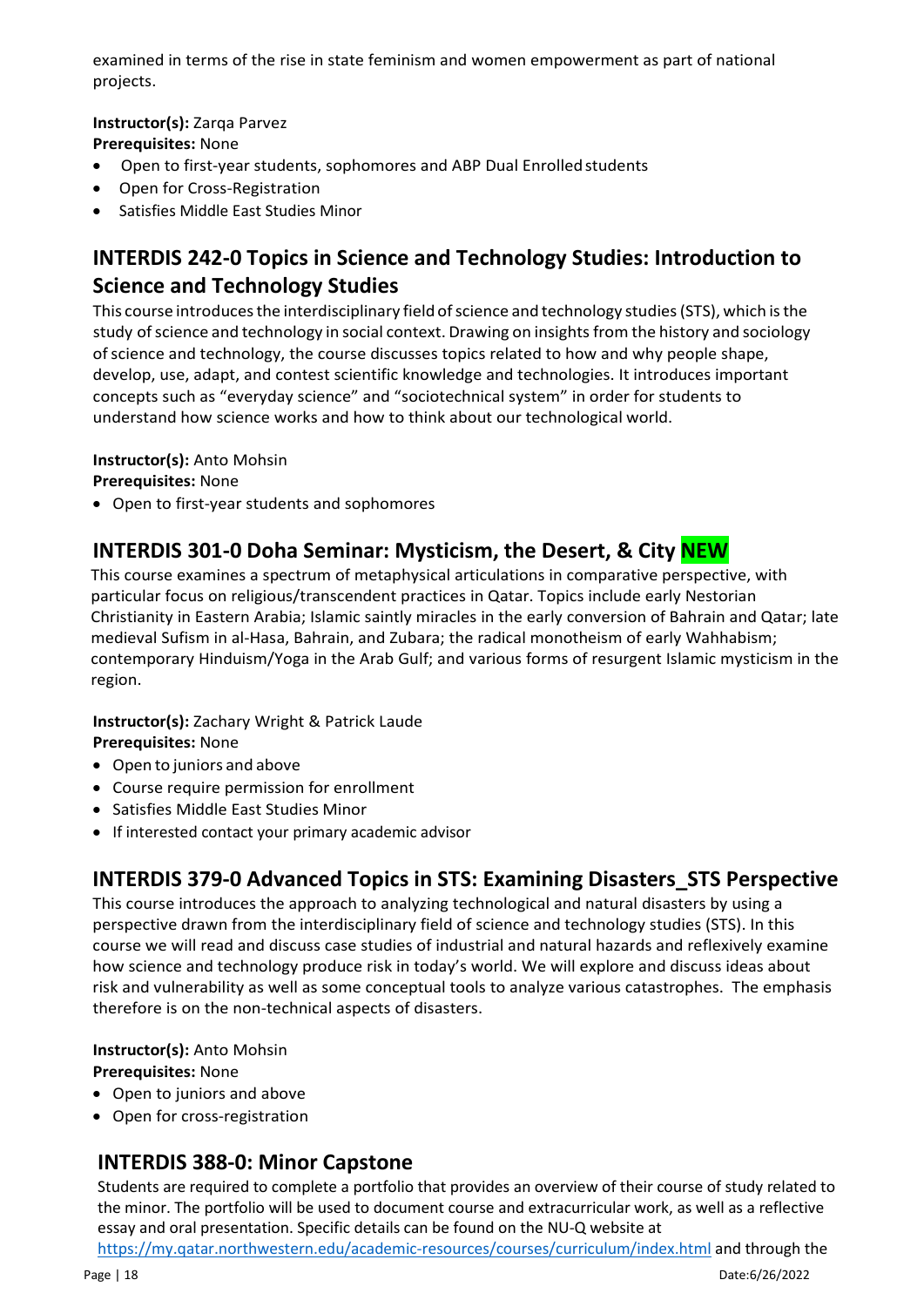examined in terms of the rise in state feminism and women empowerment as part of national projects.

**Instructor(s):** Zarqa Parvez
**Prerequisites:** None

- Open to first-year students, sophomores and ABP Dual Enrolled students
- Open for Cross-Registration
- Satisfies Middle East Studies Minor

## INTERDIS 242-0 Topics in Science and Technology Studies: Introduction to Science and Technology Studies

This course introduces the interdisciplinary field of science and technology studies (STS), which is the study of science and technology in social context. Drawing on insights from the history and sociology of science and technology, the course discusses topics related to how and why people shape, develop, use, adapt, and contest scientific knowledge and technologies. It introduces important concepts such as "everyday science" and "sociotechnical system" in order for students to understand how science works and how to think about our technological world.

**Instructor(s):** Anto Mohsin
**Prerequisites:** None

- Open to first-year students and sophomores

## INTERDIS 301-0 Doha Seminar: Mysticism, the Desert, & City NEW

This course examines a spectrum of metaphysical articulations in comparative perspective, with particular focus on religious/transcendent practices in Qatar. Topics include early Nestorian Christianity in Eastern Arabia; Islamic saintly miracles in the early conversion of Bahrain and Qatar; late medieval Sufism in al-Hasa, Bahrain, and Zubara; the radical monotheism of early Wahhabism; contemporary Hinduism/Yoga in the Arab Gulf; and various forms of resurgent Islamic mysticism in the region.

**Instructor(s):** Zachary Wright & Patrick Laude
**Prerequisites:** None

- Open to juniors and above
- Course require permission for enrollment
- Satisfies Middle East Studies Minor
- If interested contact your primary academic advisor

## INTERDIS 379-0 Advanced Topics in STS: Examining Disasters_STS Perspective

This course introduces the approach to analyzing technological and natural disasters by using a perspective drawn from the interdisciplinary field of science and technology studies (STS). In this course we will read and discuss case studies of industrial and natural hazards and reflexively examine how science and technology produce risk in today's world. We will explore and discuss ideas about risk and vulnerability as well as some conceptual tools to analyze various catastrophes. The emphasis therefore is on the non-technical aspects of disasters.

**Instructor(s):** Anto Mohsin
**Prerequisites:** None

- Open to juniors and above
- Open for cross-registration

## INTERDIS 388-0: Minor Capstone

Students are required to complete a portfolio that provides an overview of their course of study related to the minor. The portfolio will be used to document course and extracurricular work, as well as a reflective essay and oral presentation. Specific details can be found on the NU-Q website at https://my.qatar.northwestern.edu/academic-resources/courses/curriculum/index.html and through the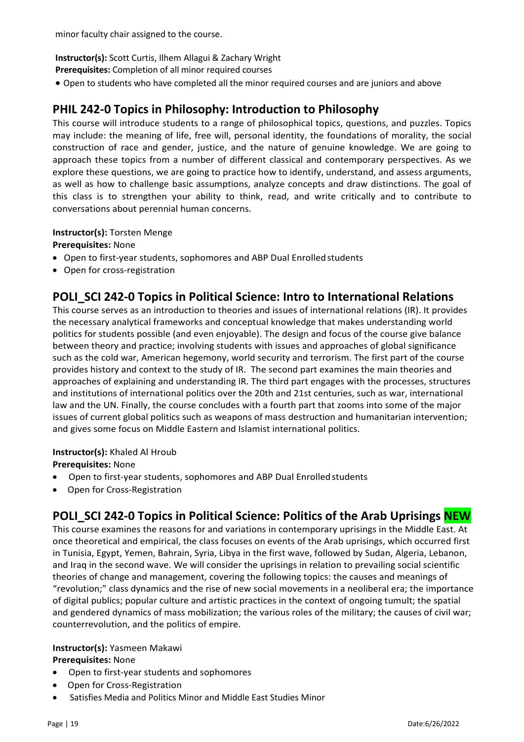minor faculty chair assigned to the course.

**Instructor(s):** Scott Curtis, Ilhem Allagui & Zachary Wright
**Prerequisites:** Completion of all minor required courses

- Open to students who have completed all the minor required courses and are juniors and above

## PHIL 242-0 Topics in Philosophy: Introduction to Philosophy

This course will introduce students to a range of philosophical topics, questions, and puzzles. Topics may include: the meaning of life, free will, personal identity, the foundations of morality, the social construction of race and gender, justice, and the nature of genuine knowledge. We are going to approach these topics from a number of different classical and contemporary perspectives. As we explore these questions, we are going to practice how to identify, understand, and assess arguments, as well as how to challenge basic assumptions, analyze concepts and draw distinctions. The goal of this class is to strengthen your ability to think, read, and write critically and to contribute to conversations about perennial human concerns.

**Instructor(s):** Torsten Menge
**Prerequisites:** None

- Open to first-year students, sophomores and ABP Dual Enrolled students
- Open for cross-registration

## POLI_SCI 242-0 Topics in Political Science: Intro to International Relations

This course serves as an introduction to theories and issues of international relations (IR). It provides the necessary analytical frameworks and conceptual knowledge that makes understanding world politics for students possible (and even enjoyable). The design and focus of the course give balance between theory and practice; involving students with issues and approaches of global significance such as the cold war, American hegemony, world security and terrorism. The first part of the course provides history and context to the study of IR. The second part examines the main theories and approaches of explaining and understanding IR. The third part engages with the processes, structures and institutions of international politics over the 20th and 21st centuries, such as war, international law and the UN. Finally, the course concludes with a fourth part that zooms into some of the major issues of current global politics such as weapons of mass destruction and humanitarian intervention; and gives some focus on Middle Eastern and Islamist international politics.

**Instructor(s):** Khaled Al Hroub
**Prerequisites:** None

- Open to first-year students, sophomores and ABP Dual Enrolled students
- Open for Cross-Registration

## POLI_SCI 242-0 Topics in Political Science: Politics of the Arab Uprisings NEW

This course examines the reasons for and variations in contemporary uprisings in the Middle East. At once theoretical and empirical, the class focuses on events of the Arab uprisings, which occurred first in Tunisia, Egypt, Yemen, Bahrain, Syria, Libya in the first wave, followed by Sudan, Algeria, Lebanon, and Iraq in the second wave. We will consider the uprisings in relation to prevailing social scientific theories of change and management, covering the following topics: the causes and meanings of "revolution;" class dynamics and the rise of new social movements in a neoliberal era; the importance of digital publics; popular culture and artistic practices in the context of ongoing tumult; the spatial and gendered dynamics of mass mobilization; the various roles of the military; the causes of civil war; counterrevolution, and the politics of empire.

**Instructor(s):** Yasmeen Makawi
**Prerequisites:** None

- Open to first-year students and sophomores
- Open for Cross-Registration
- Satisfies Media and Politics Minor and Middle East Studies Minor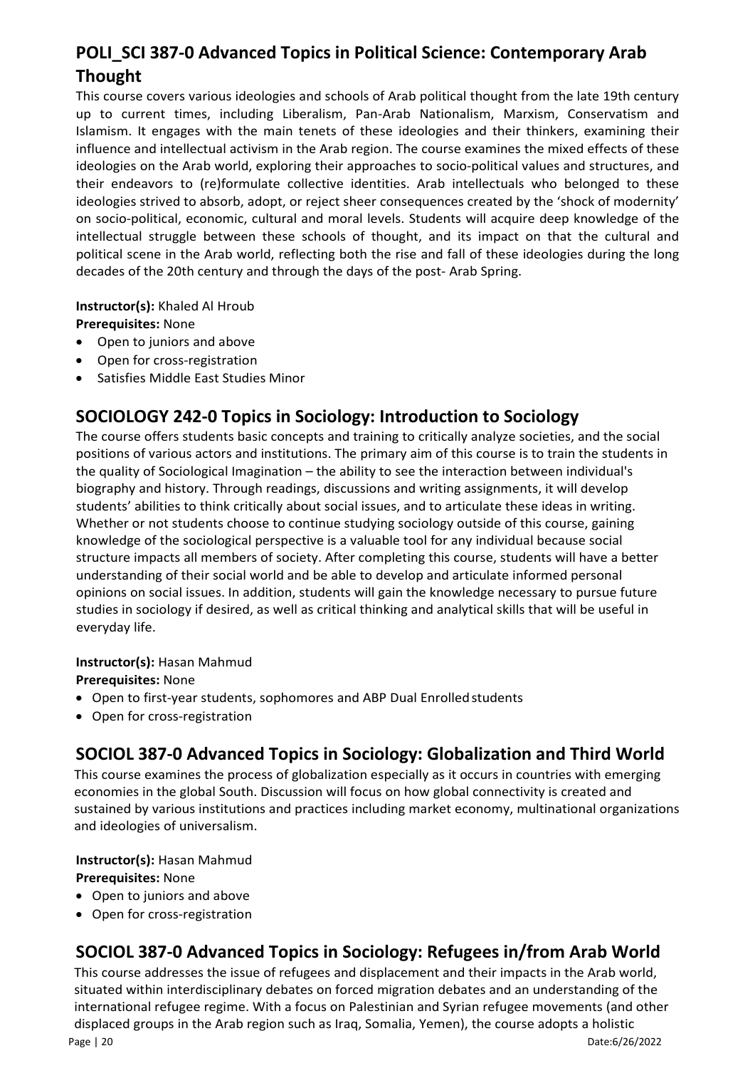## POLI_SCI 387-0 Advanced Topics in Political Science: Contemporary Arab Thought

This course covers various ideologies and schools of Arab political thought from the late 19th century up to current times, including Liberalism, Pan-Arab Nationalism, Marxism, Conservatism and Islamism. It engages with the main tenets of these ideologies and their thinkers, examining their influence and intellectual activism in the Arab region. The course examines the mixed effects of these ideologies on the Arab world, exploring their approaches to socio-political values and structures, and their endeavors to (re)formulate collective identities. Arab intellectuals who belonged to these ideologies strived to absorb, adopt, or reject sheer consequences created by the 'shock of modernity' on socio-political, economic, cultural and moral levels. Students will acquire deep knowledge of the intellectual struggle between these schools of thought, and its impact on that the cultural and political scene in the Arab world, reflecting both the rise and fall of these ideologies during the long decades of the 20th century and through the days of the post- Arab Spring.

**Instructor(s):** Khaled Al Hroub
**Prerequisites:** None

- Open to juniors and above
- Open for cross-registration
- Satisfies Middle East Studies Minor

## SOCIOLOGY 242-0 Topics in Sociology: Introduction to Sociology

The course offers students basic concepts and training to critically analyze societies, and the social positions of various actors and institutions. The primary aim of this course is to train the students in the quality of Sociological Imagination – the ability to see the interaction between individual's biography and history. Through readings, discussions and writing assignments, it will develop students' abilities to think critically about social issues, and to articulate these ideas in writing. Whether or not students choose to continue studying sociology outside of this course, gaining knowledge of the sociological perspective is a valuable tool for any individual because social structure impacts all members of society. After completing this course, students will have a better understanding of their social world and be able to develop and articulate informed personal opinions on social issues. In addition, students will gain the knowledge necessary to pursue future studies in sociology if desired, as well as critical thinking and analytical skills that will be useful in everyday life.

**Instructor(s):** Hasan Mahmud
**Prerequisites:** None

- Open to first-year students, sophomores and ABP Dual Enrolled students
- Open for cross-registration

## SOCIOL 387-0 Advanced Topics in Sociology: Globalization and Third World

This course examines the process of globalization especially as it occurs in countries with emerging economies in the global South. Discussion will focus on how global connectivity is created and sustained by various institutions and practices including market economy, multinational organizations and ideologies of universalism.

**Instructor(s):** Hasan Mahmud
**Prerequisites:** None

- Open to juniors and above
- Open for cross-registration

## SOCIOL 387-0 Advanced Topics in Sociology: Refugees in/from Arab World

This course addresses the issue of refugees and displacement and their impacts in the Arab world, situated within interdisciplinary debates on forced migration debates and an understanding of the international refugee regime. With a focus on Palestinian and Syrian refugee movements (and other displaced groups in the Arab region such as Iraq, Somalia, Yemen), the course adopts a holistic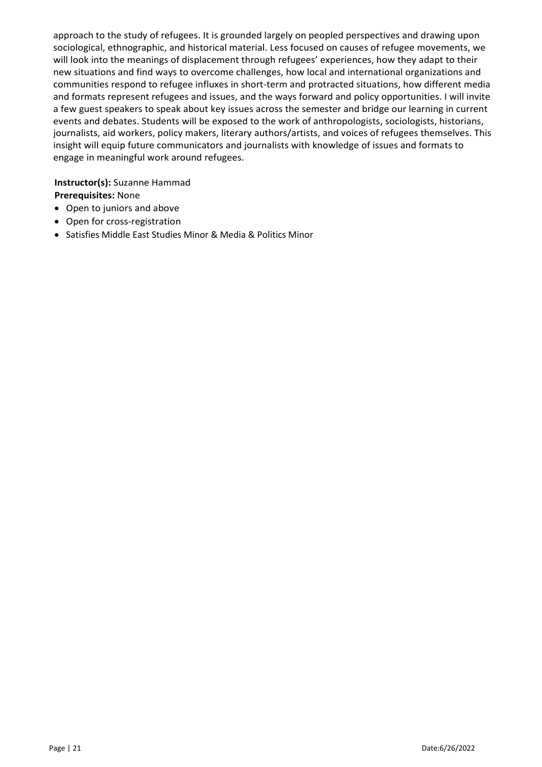approach to the study of refugees. It is grounded largely on peopled perspectives and drawing upon sociological, ethnographic, and historical material. Less focused on causes of refugee movements, we will look into the meanings of displacement through refugees' experiences, how they adapt to their new situations and find ways to overcome challenges, how local and international organizations and communities respond to refugee influxes in short-term and protracted situations, how different media and formats represent refugees and issues, and the ways forward and policy opportunities. I will invite a few guest speakers to speak about key issues across the semester and bridge our learning in current events and debates. Students will be exposed to the work of anthropologists, sociologists, historians, journalists, aid workers, policy makers, literary authors/artists, and voices of refugees themselves. This insight will equip future communicators and journalists with knowledge of issues and formats to engage in meaningful work around refugees.

**Instructor(s):** Suzanne Hammad
**Prerequisites:** None

- Open to juniors and above
- Open for cross-registration
- Satisfies Middle East Studies Minor & Media & Politics Minor